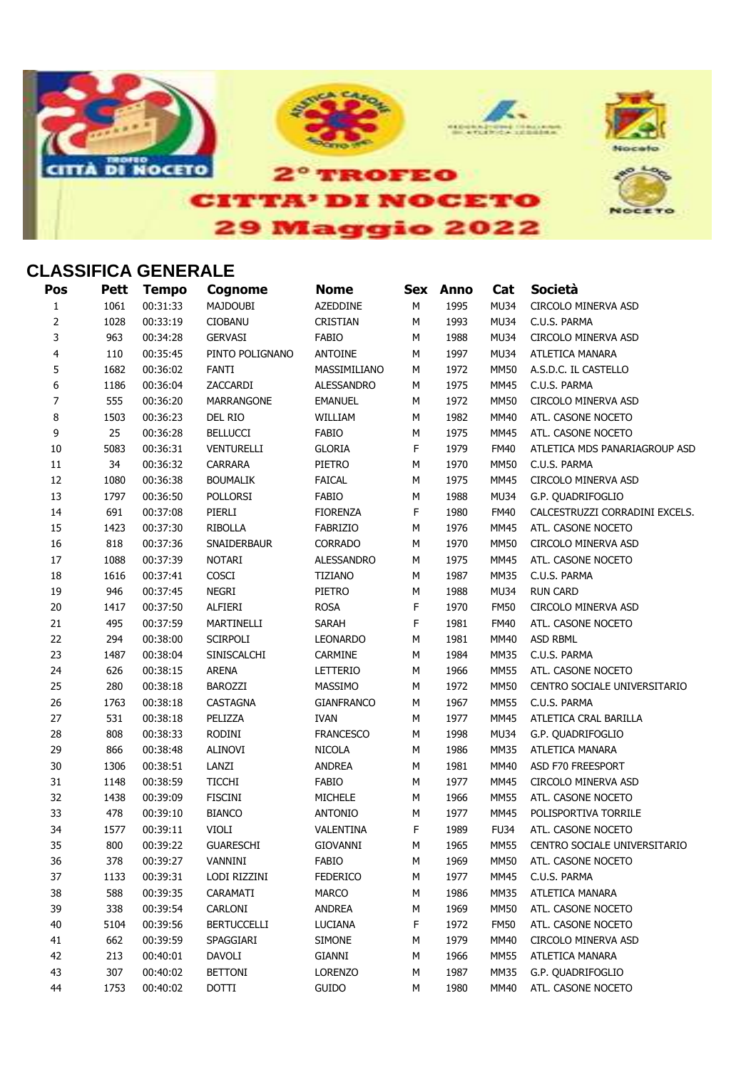# 2° TROFEO CITTA' DI NOCETO

## 29 Maggio 2022

## CLASSIFICA GENERALE

| Pos | Pett | Tempo | Cognome | Nome | Sex | Anno | Cat | Società |
|---|---|---|---|---|---|---|---|---|
| 1 | 1061 | 00:31:33 | MAJDOUBI | AZEDDINE | M | 1995 | MU34 | CIRCOLO MINERVA ASD |
| 2 | 1028 | 00:33:19 | CIOBANU | CRISTIAN | M | 1993 | MU34 | C.U.S. PARMA |
| 3 | 963 | 00:34:28 | GERVASI | FABIO | M | 1988 | MU34 | CIRCOLO MINERVA ASD |
| 4 | 110 | 00:35:45 | PINTO POLIGNANO | ANTOINE | M | 1997 | MU34 | ATLETICA MANARA |
| 5 | 1682 | 00:36:02 | FANTI | MASSIMILIANO | M | 1972 | MM50 | A.S.D.C. IL CASTELLO |
| 6 | 1186 | 00:36:04 | ZACCARDI | ALESSANDRO | M | 1975 | MM45 | C.U.S. PARMA |
| 7 | 555 | 00:36:20 | MARRANGONE | EMANUEL | M | 1972 | MM50 | CIRCOLO MINERVA ASD |
| 8 | 1503 | 00:36:23 | DEL RIO | WILLIAM | M | 1982 | MM40 | ATL. CASONE NOCETO |
| 9 | 25 | 00:36:28 | BELLUCCI | FABIO | M | 1975 | MM45 | ATL. CASONE NOCETO |
| 10 | 5083 | 00:36:31 | VENTURELLI | GLORIA | F | 1979 | FM40 | ATLETICA MDS PANARIAGROUP ASD |
| 11 | 34 | 00:36:32 | CARRARA | PIETRO | M | 1970 | MM50 | C.U.S. PARMA |
| 12 | 1080 | 00:36:38 | BOUMALIK | FAICAL | M | 1975 | MM45 | CIRCOLO MINERVA ASD |
| 13 | 1797 | 00:36:50 | POLLORSI | FABIO | M | 1988 | MU34 | G.P. QUADRIFOGLIO |
| 14 | 691 | 00:37:08 | PIERLI | FIORENZA | F | 1980 | FM40 | CALCESTRUZZI CORRADINI EXCELS. |
| 15 | 1423 | 00:37:30 | RIBOLLA | FABRIZIO | M | 1976 | MM45 | ATL. CASONE NOCETO |
| 16 | 818 | 00:37:36 | SNAIDERBAUR | CORRADO | M | 1970 | MM50 | CIRCOLO MINERVA ASD |
| 17 | 1088 | 00:37:39 | NOTARI | ALESSANDRO | M | 1975 | MM45 | ATL. CASONE NOCETO |
| 18 | 1616 | 00:37:41 | COSCI | TIZIANO | M | 1987 | MM35 | C.U.S. PARMA |
| 19 | 946 | 00:37:45 | NEGRI | PIETRO | M | 1988 | MU34 | RUN CARD |
| 20 | 1417 | 00:37:50 | ALFIERI | ROSA | F | 1970 | FM50 | CIRCOLO MINERVA ASD |
| 21 | 495 | 00:37:59 | MARTINELLI | SARAH | F | 1981 | FM40 | ATL. CASONE NOCETO |
| 22 | 294 | 00:38:00 | SCIRPOLI | LEONARDO | M | 1981 | MM40 | ASD RBML |
| 23 | 1487 | 00:38:04 | SINISCALCHI | CARMINE | M | 1984 | MM35 | C.U.S. PARMA |
| 24 | 626 | 00:38:15 | ARENA | LETTERIO | M | 1966 | MM55 | ATL. CASONE NOCETO |
| 25 | 280 | 00:38:18 | BAROZZI | MASSIMO | M | 1972 | MM50 | CENTRO SOCIALE UNIVERSITARIO |
| 26 | 1763 | 00:38:18 | CASTAGNA | GIANFRANCO | M | 1967 | MM55 | C.U.S. PARMA |
| 27 | 531 | 00:38:18 | PELIZZA | IVAN | M | 1977 | MM45 | ATLETICA CRAL BARILLA |
| 28 | 808 | 00:38:33 | RODINI | FRANCESCO | M | 1998 | MU34 | G.P. QUADRIFOGLIO |
| 29 | 866 | 00:38:48 | ALINOVI | NICOLA | M | 1986 | MM35 | ATLETICA MANARA |
| 30 | 1306 | 00:38:51 | LANZI | ANDREA | M | 1981 | MM40 | ASD F70 FREESPORT |
| 31 | 1148 | 00:38:59 | TICCHI | FABIO | M | 1977 | MM45 | CIRCOLO MINERVA ASD |
| 32 | 1438 | 00:39:09 | FISCINI | MICHELE | M | 1966 | MM55 | ATL. CASONE NOCETO |
| 33 | 478 | 00:39:10 | BIANCO | ANTONIO | M | 1977 | MM45 | POLISPORTIVA TORRILE |
| 34 | 1577 | 00:39:11 | VIOLI | VALENTINA | F | 1989 | FU34 | ATL. CASONE NOCETO |
| 35 | 800 | 00:39:22 | GUARESCHI | GIOVANNI | M | 1965 | MM55 | CENTRO SOCIALE UNIVERSITARIO |
| 36 | 378 | 00:39:27 | VANNINI | FABIO | M | 1969 | MM50 | ATL. CASONE NOCETO |
| 37 | 1133 | 00:39:31 | LODI RIZZINI | FEDERICO | M | 1977 | MM45 | C.U.S. PARMA |
| 38 | 588 | 00:39:35 | CARAMATI | MARCO | M | 1986 | MM35 | ATLETICA MANARA |
| 39 | 338 | 00:39:54 | CARLONI | ANDREA | M | 1969 | MM50 | ATL. CASONE NOCETO |
| 40 | 5104 | 00:39:56 | BERTUCCELLI | LUCIANA | F | 1972 | FM50 | ATL. CASONE NOCETO |
| 41 | 662 | 00:39:59 | SPAGGIARI | SIMONE | M | 1979 | MM40 | CIRCOLO MINERVA ASD |
| 42 | 213 | 00:40:01 | DAVOLI | GIANNI | M | 1966 | MM55 | ATLETICA MANARA |
| 43 | 307 | 00:40:02 | BETTONI | LORENZO | M | 1987 | MM35 | G.P. QUADRIFOGLIO |
| 44 | 1753 | 00:40:02 | DOTTI | GUIDO | M | 1980 | MM40 | ATL. CASONE NOCETO |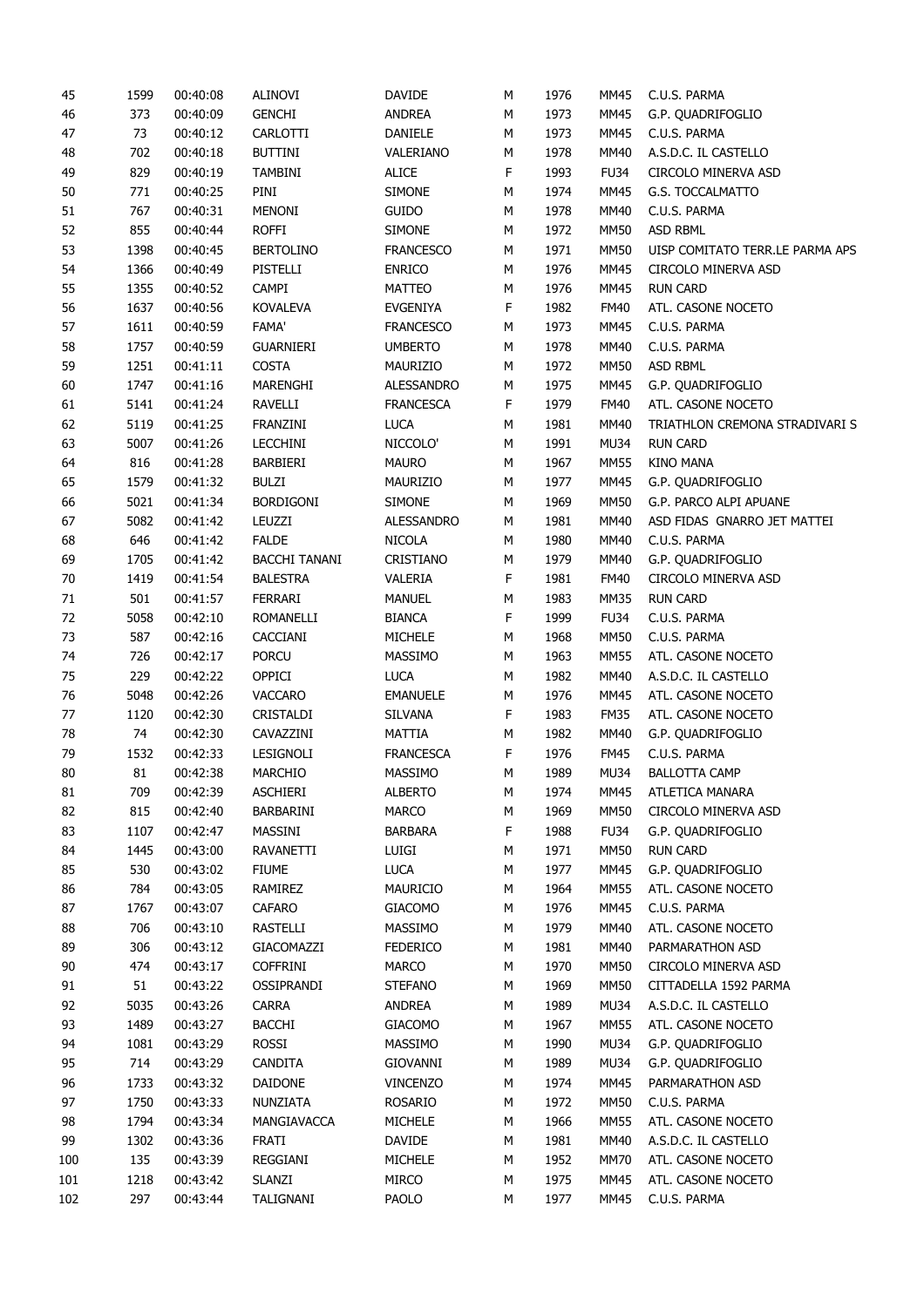| | | | | | | | | |
|---|---|---|---|---|---|---|---|---|
| 45 | 1599 | 00:40:08 | ALINOVI | DAVIDE | M | 1976 | MM45 | C.U.S. PARMA |
| 46 | 373 | 00:40:09 | GENCHI | ANDREA | M | 1973 | MM45 | G.P. QUADRIFOGLIO |
| 47 | 73 | 00:40:12 | CARLOTTI | DANIELE | M | 1973 | MM45 | C.U.S. PARMA |
| 48 | 702 | 00:40:18 | BUTTINI | VALERIANO | M | 1978 | MM40 | A.S.D.C. IL CASTELLO |
| 49 | 829 | 00:40:19 | TAMBINI | ALICE | F | 1993 | FU34 | CIRCOLO MINERVA ASD |
| 50 | 771 | 00:40:25 | PINI | SIMONE | M | 1974 | MM45 | G.S. TOCCALMATTO |
| 51 | 767 | 00:40:31 | MENONI | GUIDO | M | 1978 | MM40 | C.U.S. PARMA |
| 52 | 855 | 00:40:44 | ROFFI | SIMONE | M | 1972 | MM50 | ASD RBML |
| 53 | 1398 | 00:40:45 | BERTOLINO | FRANCESCO | M | 1971 | MM50 | UISP COMITATO TERR.LE PARMA APS |
| 54 | 1366 | 00:40:49 | PISTELLI | ENRICO | M | 1976 | MM45 | CIRCOLO MINERVA ASD |
| 55 | 1355 | 00:40:52 | CAMPI | MATTEO | M | 1976 | MM45 | RUN CARD |
| 56 | 1637 | 00:40:56 | KOVALEVA | EVGENIYA | F | 1982 | FM40 | ATL. CASONE NOCETO |
| 57 | 1611 | 00:40:59 | FAMA' | FRANCESCO | M | 1973 | MM45 | C.U.S. PARMA |
| 58 | 1757 | 00:40:59 | GUARNIERI | UMBERTO | M | 1978 | MM40 | C.U.S. PARMA |
| 59 | 1251 | 00:41:11 | COSTA | MAURIZIO | M | 1972 | MM50 | ASD RBML |
| 60 | 1747 | 00:41:16 | MARENGHI | ALESSANDRO | M | 1975 | MM45 | G.P. QUADRIFOGLIO |
| 61 | 5141 | 00:41:24 | RAVELLI | FRANCESCA | F | 1979 | FM40 | ATL. CASONE NOCETO |
| 62 | 5119 | 00:41:25 | FRANZINI | LUCA | M | 1981 | MM40 | TRIATHLON CREMONA STRADIVARI S |
| 63 | 5007 | 00:41:26 | LECCHINI | NICCOLO' | M | 1991 | MU34 | RUN CARD |
| 64 | 816 | 00:41:28 | BARBIERI | MAURO | M | 1967 | MM55 | KINO MANA |
| 65 | 1579 | 00:41:32 | BULZI | MAURIZIO | M | 1977 | MM45 | G.P. QUADRIFOGLIO |
| 66 | 5021 | 00:41:34 | BORDIGONI | SIMONE | M | 1969 | MM50 | G.P. PARCO ALPI APUANE |
| 67 | 5082 | 00:41:42 | LEUZZI | ALESSANDRO | M | 1981 | MM40 | ASD FIDAS GNARRO JET MATTEI |
| 68 | 646 | 00:41:42 | FALDE | NICOLA | M | 1980 | MM40 | C.U.S. PARMA |
| 69 | 1705 | 00:41:42 | BACCHI TANANI | CRISTIANO | M | 1979 | MM40 | G.P. QUADRIFOGLIO |
| 70 | 1419 | 00:41:54 | BALESTRA | VALERIA | F | 1981 | FM40 | CIRCOLO MINERVA ASD |
| 71 | 501 | 00:41:57 | FERRARI | MANUEL | M | 1983 | MM35 | RUN CARD |
| 72 | 5058 | 00:42:10 | ROMANELLI | BIANCA | F | 1999 | FU34 | C.U.S. PARMA |
| 73 | 587 | 00:42:16 | CACCIANI | MICHELE | M | 1968 | MM50 | C.U.S. PARMA |
| 74 | 726 | 00:42:17 | PORCU | MASSIMO | M | 1963 | MM55 | ATL. CASONE NOCETO |
| 75 | 229 | 00:42:22 | OPPICI | LUCA | M | 1982 | MM40 | A.S.D.C. IL CASTELLO |
| 76 | 5048 | 00:42:26 | VACCARO | EMANUELE | M | 1976 | MM45 | ATL. CASONE NOCETO |
| 77 | 1120 | 00:42:30 | CRISTALDI | SILVANA | F | 1983 | FM35 | ATL. CASONE NOCETO |
| 78 | 74 | 00:42:30 | CAVAZZINI | MATTIA | M | 1982 | MM40 | G.P. QUADRIFOGLIO |
| 79 | 1532 | 00:42:33 | LESIGNOLI | FRANCESCA | F | 1976 | FM45 | C.U.S. PARMA |
| 80 | 81 | 00:42:38 | MARCHIO | MASSIMO | M | 1989 | MU34 | BALLOTTA CAMP |
| 81 | 709 | 00:42:39 | ASCHIERI | ALBERTO | M | 1974 | MM45 | ATLETICA MANARA |
| 82 | 815 | 00:42:40 | BARBARINI | MARCO | M | 1969 | MM50 | CIRCOLO MINERVA ASD |
| 83 | 1107 | 00:42:47 | MASSINI | BARBARA | F | 1988 | FU34 | G.P. QUADRIFOGLIO |
| 84 | 1445 | 00:43:00 | RAVANETTI | LUIGI | M | 1971 | MM50 | RUN CARD |
| 85 | 530 | 00:43:02 | FIUME | LUCA | M | 1977 | MM45 | G.P. QUADRIFOGLIO |
| 86 | 784 | 00:43:05 | RAMIREZ | MAURICIO | M | 1964 | MM55 | ATL. CASONE NOCETO |
| 87 | 1767 | 00:43:07 | CAFARO | GIACOMO | M | 1976 | MM45 | C.U.S. PARMA |
| 88 | 706 | 00:43:10 | RASTELLI | MASSIMO | M | 1979 | MM40 | ATL. CASONE NOCETO |
| 89 | 306 | 00:43:12 | GIACOMAZZI | FEDERICO | M | 1981 | MM40 | PARMARATHON ASD |
| 90 | 474 | 00:43:17 | COFFRINI | MARCO | M | 1970 | MM50 | CIRCOLO MINERVA ASD |
| 91 | 51 | 00:43:22 | OSSIPRANDI | STEFANO | M | 1969 | MM50 | CITTADELLA 1592 PARMA |
| 92 | 5035 | 00:43:26 | CARRA | ANDREA | M | 1989 | MU34 | A.S.D.C. IL CASTELLO |
| 93 | 1489 | 00:43:27 | BACCHI | GIACOMO | M | 1967 | MM55 | ATL. CASONE NOCETO |
| 94 | 1081 | 00:43:29 | ROSSI | MASSIMO | M | 1990 | MU34 | G.P. QUADRIFOGLIO |
| 95 | 714 | 00:43:29 | CANDITA | GIOVANNI | M | 1989 | MU34 | G.P. QUADRIFOGLIO |
| 96 | 1733 | 00:43:32 | DAIDONE | VINCENZO | M | 1974 | MM45 | PARMARATHON ASD |
| 97 | 1750 | 00:43:33 | NUNZIATA | ROSARIO | M | 1972 | MM50 | C.U.S. PARMA |
| 98 | 1794 | 00:43:34 | MANGIAVACCA | MICHELE | M | 1966 | MM55 | ATL. CASONE NOCETO |
| 99 | 1302 | 00:43:36 | FRATI | DAVIDE | M | 1981 | MM40 | A.S.D.C. IL CASTELLO |
| 100 | 135 | 00:43:39 | REGGIANI | MICHELE | M | 1952 | MM70 | ATL. CASONE NOCETO |
| 101 | 1218 | 00:43:42 | SLANZI | MIRCO | M | 1975 | MM45 | ATL. CASONE NOCETO |
| 102 | 297 | 00:43:44 | TALIGNANI | PAOLO | M | 1977 | MM45 | C.U.S. PARMA |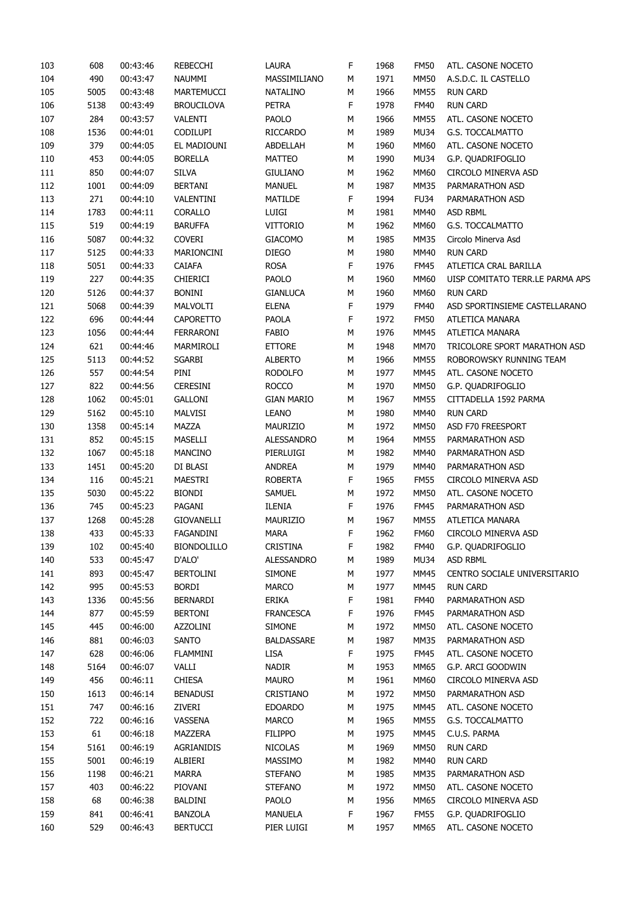| 103 | 608 | 00:43:46 | REBECCHI | LAURA | F | 1968 | FM50 | ATL. CASONE NOCETO |
|---|---|---|---|---|---|---|---|---|
| 104 | 490 | 00:43:47 | NAUMMI | MASSIMILIANO | M | 1971 | MM50 | A.S.D.C. IL CASTELLO |
| 105 | 5005 | 00:43:48 | MARTEMUCCI | NATALINO | M | 1966 | MM55 | RUN CARD |
| 106 | 5138 | 00:43:49 | BROUCILOVA | PETRA | F | 1978 | FM40 | RUN CARD |
| 107 | 284 | 00:43:57 | VALENTI | PAOLO | M | 1966 | MM55 | ATL. CASONE NOCETO |
| 108 | 1536 | 00:44:01 | CODILUPI | RICCARDO | M | 1989 | MU34 | G.S. TOCCALMATTO |
| 109 | 379 | 00:44:05 | EL MADIOUNI | ABDELLAH | M | 1960 | MM60 | ATL. CASONE NOCETO |
| 110 | 453 | 00:44:05 | BORELLA | MATTEO | M | 1990 | MU34 | G.P. QUADRIFOGLIO |
| 111 | 850 | 00:44:07 | SILVA | GIULIANO | M | 1962 | MM60 | CIRCOLO MINERVA ASD |
| 112 | 1001 | 00:44:09 | BERTANI | MANUEL | M | 1987 | MM35 | PARMARATHON ASD |
| 113 | 271 | 00:44:10 | VALENTINI | MATILDE | F | 1994 | FU34 | PARMARATHON ASD |
| 114 | 1783 | 00:44:11 | CORALLO | LUIGI | M | 1981 | MM40 | ASD RBML |
| 115 | 519 | 00:44:19 | BARUFFA | VITTORIO | M | 1962 | MM60 | G.S. TOCCALMATTO |
| 116 | 5087 | 00:44:32 | COVERI | GIACOMO | M | 1985 | MM35 | Circolo Minerva Asd |
| 117 | 5125 | 00:44:33 | MARIONCINI | DIEGO | M | 1980 | MM40 | RUN CARD |
| 118 | 5051 | 00:44:33 | CAIAFA | ROSA | F | 1976 | FM45 | ATLETICA CRAL BARILLA |
| 119 | 227 | 00:44:35 | CHIERICI | PAOLO | M | 1960 | MM60 | UISP COMITATO TERR.LE PARMA APS |
| 120 | 5126 | 00:44:37 | BONINI | GIANLUCA | M | 1960 | MM60 | RUN CARD |
| 121 | 5068 | 00:44:39 | MALVOLTI | ELENA | F | 1979 | FM40 | ASD SPORTINSIEME CASTELLARANO |
| 122 | 696 | 00:44:44 | CAPORETTO | PAOLA | F | 1972 | FM50 | ATLETICA MANARA |
| 123 | 1056 | 00:44:44 | FERRARONI | FABIO | M | 1976 | MM45 | ATLETICA MANARA |
| 124 | 621 | 00:44:46 | MARMIROLI | ETTORE | M | 1948 | MM70 | TRICOLORE SPORT MARATHON ASD |
| 125 | 5113 | 00:44:52 | SGARBI | ALBERTO | M | 1966 | MM55 | ROBOROWSKY RUNNING TEAM |
| 126 | 557 | 00:44:54 | PINI | RODOLFO | M | 1977 | MM45 | ATL. CASONE NOCETO |
| 127 | 822 | 00:44:56 | CERESINI | ROCCO | M | 1970 | MM50 | G.P. QUADRIFOGLIO |
| 128 | 1062 | 00:45:01 | GALLONI | GIAN MARIO | M | 1967 | MM55 | CITTADELLA 1592 PARMA |
| 129 | 5162 | 00:45:10 | MALVISI | LEANO | M | 1980 | MM40 | RUN CARD |
| 130 | 1358 | 00:45:14 | MAZZA | MAURIZIO | M | 1972 | MM50 | ASD F70 FREESPORT |
| 131 | 852 | 00:45:15 | MASELLI | ALESSANDRO | M | 1964 | MM55 | PARMARATHON ASD |
| 132 | 1067 | 00:45:18 | MANCINO | PIERLUIGI | M | 1982 | MM40 | PARMARATHON ASD |
| 133 | 1451 | 00:45:20 | DI BLASI | ANDREA | M | 1979 | MM40 | PARMARATHON ASD |
| 134 | 116 | 00:45:21 | MAESTRI | ROBERTA | F | 1965 | FM55 | CIRCOLO MINERVA ASD |
| 135 | 5030 | 00:45:22 | BIONDI | SAMUEL | M | 1972 | MM50 | ATL. CASONE NOCETO |
| 136 | 745 | 00:45:23 | PAGANI | ILENIA | F | 1976 | FM45 | PARMARATHON ASD |
| 137 | 1268 | 00:45:28 | GIOVANELLI | MAURIZIO | M | 1967 | MM55 | ATLETICA MANARA |
| 138 | 433 | 00:45:33 | FAGANDINI | MARA | F | 1962 | FM60 | CIRCOLO MINERVA ASD |
| 139 | 102 | 00:45:40 | BIONDOLILLO | CRISTINA | F | 1982 | FM40 | G.P. QUADRIFOGLIO |
| 140 | 533 | 00:45:47 | D'ALO' | ALESSANDRO | M | 1989 | MU34 | ASD RBML |
| 141 | 893 | 00:45:47 | BERTOLINI | SIMONE | M | 1977 | MM45 | CENTRO SOCIALE UNIVERSITARIO |
| 142 | 995 | 00:45:53 | BORDI | MARCO | M | 1977 | MM45 | RUN CARD |
| 143 | 1336 | 00:45:56 | BERNARDI | ERIKA | F | 1981 | FM40 | PARMARATHON ASD |
| 144 | 877 | 00:45:59 | BERTONI | FRANCESCA | F | 1976 | FM45 | PARMARATHON ASD |
| 145 | 445 | 00:46:00 | AZZOLINI | SIMONE | M | 1972 | MM50 | ATL. CASONE NOCETO |
| 146 | 881 | 00:46:03 | SANTO | BALDASSARE | M | 1987 | MM35 | PARMARATHON ASD |
| 147 | 628 | 00:46:06 | FLAMMINI | LISA | F | 1975 | FM45 | ATL. CASONE NOCETO |
| 148 | 5164 | 00:46:07 | VALLI | NADIR | M | 1953 | MM65 | G.P. ARCI GOODWIN |
| 149 | 456 | 00:46:11 | CHIESA | MAURO | M | 1961 | MM60 | CIRCOLO MINERVA ASD |
| 150 | 1613 | 00:46:14 | BENADUSI | CRISTIANO | M | 1972 | MM50 | PARMARATHON ASD |
| 151 | 747 | 00:46:16 | ZIVERI | EDOARDO | M | 1975 | MM45 | ATL. CASONE NOCETO |
| 152 | 722 | 00:46:16 | VASSENA | MARCO | M | 1965 | MM55 | G.S. TOCCALMATTO |
| 153 | 61 | 00:46:18 | MAZZERA | FILIPPO | M | 1975 | MM45 | C.U.S. PARMA |
| 154 | 5161 | 00:46:19 | AGRIANIDIS | NICOLAS | M | 1969 | MM50 | RUN CARD |
| 155 | 5001 | 00:46:19 | ALBIERI | MASSIMO | M | 1982 | MM40 | RUN CARD |
| 156 | 1198 | 00:46:21 | MARRA | STEFANO | M | 1985 | MM35 | PARMARATHON ASD |
| 157 | 403 | 00:46:22 | PIOVANI | STEFANO | M | 1972 | MM50 | ATL. CASONE NOCETO |
| 158 | 68 | 00:46:38 | BALDINI | PAOLO | M | 1956 | MM65 | CIRCOLO MINERVA ASD |
| 159 | 841 | 00:46:41 | BANZOLA | MANUELA | F | 1967 | FM55 | G.P. QUADRIFOGLIO |
| 160 | 529 | 00:46:43 | BERTUCCI | PIER LUIGI | M | 1957 | MM65 | ATL. CASONE NOCETO |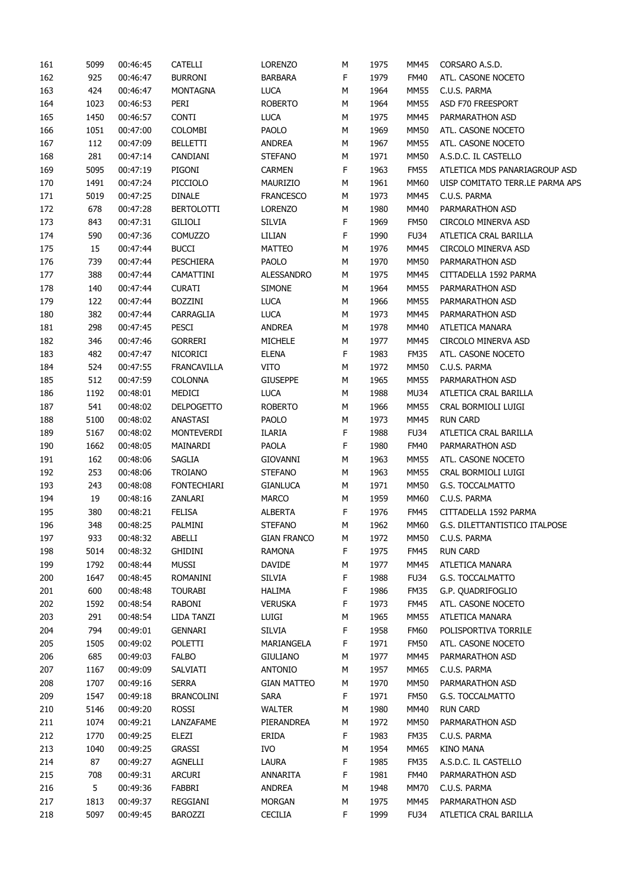| | | | | | | | | |
|---|---|---|---|---|---|---|---|---|
| 161 | 5099 | 00:46:45 | CATELLI | LORENZO | M | 1975 | MM45 | CORSARO A.S.D. |
| 162 | 925 | 00:46:47 | BURRONI | BARBARA | F | 1979 | FM40 | ATL. CASONE NOCETO |
| 163 | 424 | 00:46:47 | MONTAGNA | LUCA | M | 1964 | MM55 | C.U.S. PARMA |
| 164 | 1023 | 00:46:53 | PERI | ROBERTO | M | 1964 | MM55 | ASD F70 FREESPORT |
| 165 | 1450 | 00:46:57 | CONTI | LUCA | M | 1975 | MM45 | PARMARATHON ASD |
| 166 | 1051 | 00:47:00 | COLOMBI | PAOLO | M | 1969 | MM50 | ATL. CASONE NOCETO |
| 167 | 112 | 00:47:09 | BELLETTI | ANDREA | M | 1967 | MM55 | ATL. CASONE NOCETO |
| 168 | 281 | 00:47:14 | CANDIANI | STEFANO | M | 1971 | MM50 | A.S.D.C. IL CASTELLO |
| 169 | 5095 | 00:47:19 | PIGONI | CARMEN | F | 1963 | FM55 | ATLETICA MDS PANARIAGROUP ASD |
| 170 | 1491 | 00:47:24 | PICCIOLO | MAURIZIO | M | 1961 | MM60 | UISP COMITATO TERR.LE PARMA APS |
| 171 | 5019 | 00:47:25 | DINALE | FRANCESCO | M | 1973 | MM45 | C.U.S. PARMA |
| 172 | 678 | 00:47:28 | BERTOLOTTI | LORENZO | M | 1980 | MM40 | PARMARATHON ASD |
| 173 | 843 | 00:47:31 | GILIOLI | SILVIA | F | 1969 | FM50 | CIRCOLO MINERVA ASD |
| 174 | 590 | 00:47:36 | COMUZZO | LILIAN | F | 1990 | FU34 | ATLETICA CRAL BARILLA |
| 175 | 15 | 00:47:44 | BUCCI | MATTEO | M | 1976 | MM45 | CIRCOLO MINERVA ASD |
| 176 | 739 | 00:47:44 | PESCHIERA | PAOLO | M | 1970 | MM50 | PARMARATHON ASD |
| 177 | 388 | 00:47:44 | CAMATTINI | ALESSANDRO | M | 1975 | MM45 | CITTADELLA 1592 PARMA |
| 178 | 140 | 00:47:44 | CURATI | SIMONE | M | 1964 | MM55 | PARMARATHON ASD |
| 179 | 122 | 00:47:44 | BOZZINI | LUCA | M | 1966 | MM55 | PARMARATHON ASD |
| 180 | 382 | 00:47:44 | CARRAGLIA | LUCA | M | 1973 | MM45 | PARMARATHON ASD |
| 181 | 298 | 00:47:45 | PESCI | ANDREA | M | 1978 | MM40 | ATLETICA MANARA |
| 182 | 346 | 00:47:46 | GORRERI | MICHELE | M | 1977 | MM45 | CIRCOLO MINERVA ASD |
| 183 | 482 | 00:47:47 | NICORICI | ELENA | F | 1983 | FM35 | ATL. CASONE NOCETO |
| 184 | 524 | 00:47:55 | FRANCAVILLA | VITO | M | 1972 | MM50 | C.U.S. PARMA |
| 185 | 512 | 00:47:59 | COLONNA | GIUSEPPE | M | 1965 | MM55 | PARMARATHON ASD |
| 186 | 1192 | 00:48:01 | MEDICI | LUCA | M | 1988 | MU34 | ATLETICA CRAL BARILLA |
| 187 | 541 | 00:48:02 | DELPOGETTO | ROBERTO | M | 1966 | MM55 | CRAL BORMIOLI LUIGI |
| 188 | 5100 | 00:48:02 | ANASTASI | PAOLO | M | 1973 | MM45 | RUN CARD |
| 189 | 5167 | 00:48:02 | MONTEVERDI | ILARIA | F | 1988 | FU34 | ATLETICA CRAL BARILLA |
| 190 | 1662 | 00:48:05 | MAINARDI | PAOLA | F | 1980 | FM40 | PARMARATHON ASD |
| 191 | 162 | 00:48:06 | SAGLIA | GIOVANNI | M | 1963 | MM55 | ATL. CASONE NOCETO |
| 192 | 253 | 00:48:06 | TROIANO | STEFANO | M | 1963 | MM55 | CRAL BORMIOLI LUIGI |
| 193 | 243 | 00:48:08 | FONTECHIARI | GIANLUCA | M | 1971 | MM50 | G.S. TOCCALMATTO |
| 194 | 19 | 00:48:16 | ZANLARI | MARCO | M | 1959 | MM60 | C.U.S. PARMA |
| 195 | 380 | 00:48:21 | FELISA | ALBERTA | F | 1976 | FM45 | CITTADELLA 1592 PARMA |
| 196 | 348 | 00:48:25 | PALMINI | STEFANO | M | 1962 | MM60 | G.S. DILETTANTISTICO ITALPOSE |
| 197 | 933 | 00:48:32 | ABELLI | GIAN FRANCO | M | 1972 | MM50 | C.U.S. PARMA |
| 198 | 5014 | 00:48:32 | GHIDINI | RAMONA | F | 1975 | FM45 | RUN CARD |
| 199 | 1792 | 00:48:44 | MUSSI | DAVIDE | M | 1977 | MM45 | ATLETICA MANARA |
| 200 | 1647 | 00:48:45 | ROMANINI | SILVIA | F | 1988 | FU34 | G.S. TOCCALMATTO |
| 201 | 600 | 00:48:48 | TOURABI | HALIMA | F | 1986 | FM35 | G.P. QUADRIFOGLIO |
| 202 | 1592 | 00:48:54 | RABONI | VERUSKA | F | 1973 | FM45 | ATL. CASONE NOCETO |
| 203 | 291 | 00:48:54 | LIDA TANZI | LUIGI | M | 1965 | MM55 | ATLETICA MANARA |
| 204 | 794 | 00:49:01 | GENNARI | SILVIA | F | 1958 | FM60 | POLISPORTIVA TORRILE |
| 205 | 1505 | 00:49:02 | POLETTI | MARIANGELA | F | 1971 | FM50 | ATL. CASONE NOCETO |
| 206 | 685 | 00:49:03 | FALBO | GIULIANO | M | 1977 | MM45 | PARMARATHON ASD |
| 207 | 1167 | 00:49:09 | SALVIATI | ANTONIO | M | 1957 | MM65 | C.U.S. PARMA |
| 208 | 1707 | 00:49:16 | SERRA | GIAN MATTEO | M | 1970 | MM50 | PARMARATHON ASD |
| 209 | 1547 | 00:49:18 | BRANCOLINI | SARA | F | 1971 | FM50 | G.S. TOCCALMATTO |
| 210 | 5146 | 00:49:20 | ROSSI | WALTER | M | 1980 | MM40 | RUN CARD |
| 211 | 1074 | 00:49:21 | LANZAFAME | PIERANDREA | M | 1972 | MM50 | PARMARATHON ASD |
| 212 | 1770 | 00:49:25 | ELEZI | ERIDA | F | 1983 | FM35 | C.U.S. PARMA |
| 213 | 1040 | 00:49:25 | GRASSI | IVO | M | 1954 | MM65 | KINO MANA |
| 214 | 87 | 00:49:27 | AGNELLI | LAURA | F | 1985 | FM35 | A.S.D.C. IL CASTELLO |
| 215 | 708 | 00:49:31 | ARCURI | ANNARITA | F | 1981 | FM40 | PARMARATHON ASD |
| 216 | 5 | 00:49:36 | FABBRI | ANDREA | M | 1948 | MM70 | C.U.S. PARMA |
| 217 | 1813 | 00:49:37 | REGGIANI | MORGAN | M | 1975 | MM45 | PARMARATHON ASD |
| 218 | 5097 | 00:49:45 | BAROZZI | CECILIA | F | 1999 | FU34 | ATLETICA CRAL BARILLA |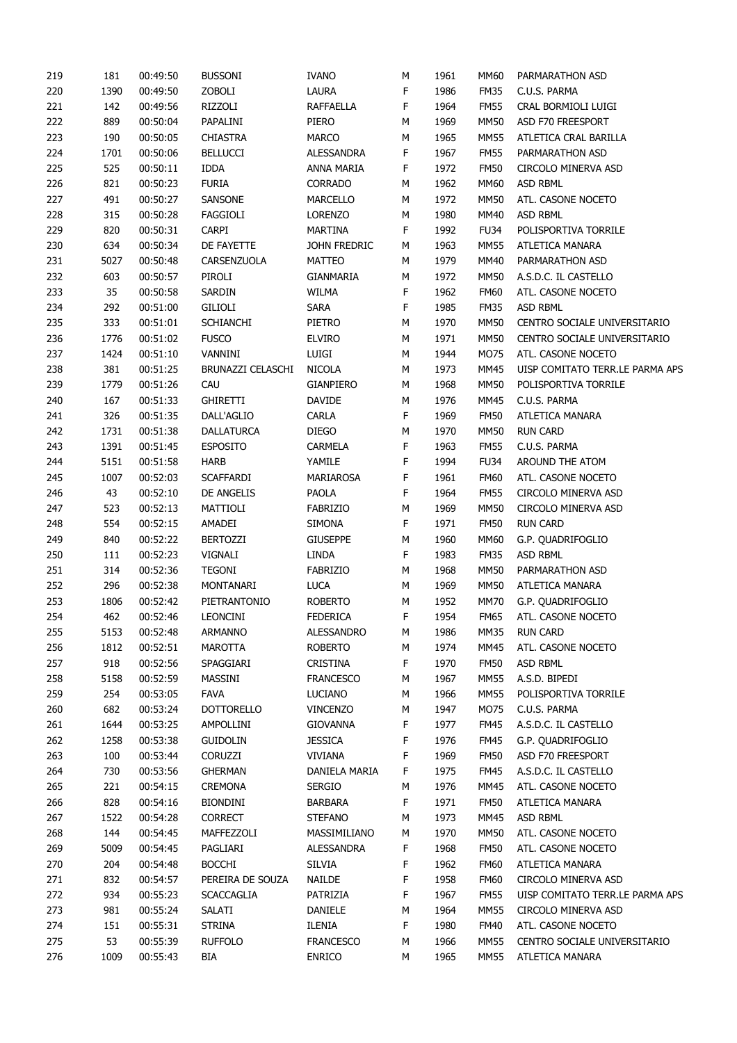| 219 | 181 | 00:49:50 | BUSSONI | IVANO | M | 1961 | MM60 | PARMARATHON ASD |
|---|---|---|---|---|---|---|---|---|
| 220 | 1390 | 00:49:50 | ZOBOLI | LAURA | F | 1986 | FM35 | C.U.S. PARMA |
| 221 | 142 | 00:49:56 | RIZZOLI | RAFFAELLA | F | 1964 | FM55 | CRAL BORMIOLI LUIGI |
| 222 | 889 | 00:50:04 | PAPALINI | PIERO | M | 1969 | MM50 | ASD F70 FREESPORT |
| 223 | 190 | 00:50:05 | CHIASTRA | MARCO | M | 1965 | MM55 | ATLETICA CRAL BARILLA |
| 224 | 1701 | 00:50:06 | BELLUCCI | ALESSANDRA | F | 1967 | FM55 | PARMARATHON ASD |
| 225 | 525 | 00:50:11 | IDDA | ANNA MARIA | F | 1972 | FM50 | CIRCOLO MINERVA ASD |
| 226 | 821 | 00:50:23 | FURIA | CORRADO | M | 1962 | MM60 | ASD RBML |
| 227 | 491 | 00:50:27 | SANSONE | MARCELLO | M | 1972 | MM50 | ATL. CASONE NOCETO |
| 228 | 315 | 00:50:28 | FAGGIOLI | LORENZO | M | 1980 | MM40 | ASD RBML |
| 229 | 820 | 00:50:31 | CARPI | MARTINA | F | 1992 | FU34 | POLISPORTIVA TORRILE |
| 230 | 634 | 00:50:34 | DE FAYETTE | JOHN FREDRIC | M | 1963 | MM55 | ATLETICA MANARA |
| 231 | 5027 | 00:50:48 | CARSENZUOLA | MATTEO | M | 1979 | MM40 | PARMARATHON ASD |
| 232 | 603 | 00:50:57 | PIROLI | GIANMARIA | M | 1972 | MM50 | A.S.D.C. IL CASTELLO |
| 233 | 35 | 00:50:58 | SARDIN | WILMA | F | 1962 | FM60 | ATL. CASONE NOCETO |
| 234 | 292 | 00:51:00 | GILIOLI | SARA | F | 1985 | FM35 | ASD RBML |
| 235 | 333 | 00:51:01 | SCHIANCHI | PIETRO | M | 1970 | MM50 | CENTRO SOCIALE UNIVERSITARIO |
| 236 | 1776 | 00:51:02 | FUSCO | ELVIRO | M | 1971 | MM50 | CENTRO SOCIALE UNIVERSITARIO |
| 237 | 1424 | 00:51:10 | VANNINI | LUIGI | M | 1944 | MO75 | ATL. CASONE NOCETO |
| 238 | 381 | 00:51:25 | BRUNAZZI CELASCHI | NICOLA | M | 1973 | MM45 | UISP COMITATO TERR.LE PARMA APS |
| 239 | 1779 | 00:51:26 | CAU | GIANPIERO | M | 1968 | MM50 | POLISPORTIVA TORRILE |
| 240 | 167 | 00:51:33 | GHIRETTI | DAVIDE | M | 1976 | MM45 | C.U.S. PARMA |
| 241 | 326 | 00:51:35 | DALL'AGLIO | CARLA | F | 1969 | FM50 | ATLETICA MANARA |
| 242 | 1731 | 00:51:38 | DALLATURCA | DIEGO | M | 1970 | MM50 | RUN CARD |
| 243 | 1391 | 00:51:45 | ESPOSITO | CARMELA | F | 1963 | FM55 | C.U.S. PARMA |
| 244 | 5151 | 00:51:58 | HARB | YAMILE | F | 1994 | FU34 | AROUND THE ATOM |
| 245 | 1007 | 00:52:03 | SCAFFARDI | MARIAROSA | F | 1961 | FM60 | ATL. CASONE NOCETO |
| 246 | 43 | 00:52:10 | DE ANGELIS | PAOLA | F | 1964 | FM55 | CIRCOLO MINERVA ASD |
| 247 | 523 | 00:52:13 | MATTIOLI | FABRIZIO | M | 1969 | MM50 | CIRCOLO MINERVA ASD |
| 248 | 554 | 00:52:15 | AMADEI | SIMONA | F | 1971 | FM50 | RUN CARD |
| 249 | 840 | 00:52:22 | BERTOZZI | GIUSEPPE | M | 1960 | MM60 | G.P. QUADRIFOGLIO |
| 250 | 111 | 00:52:23 | VIGNALI | LINDA | F | 1983 | FM35 | ASD RBML |
| 251 | 314 | 00:52:36 | TEGONI | FABRIZIO | M | 1968 | MM50 | PARMARATHON ASD |
| 252 | 296 | 00:52:38 | MONTANARI | LUCA | M | 1969 | MM50 | ATLETICA MANARA |
| 253 | 1806 | 00:52:42 | PIETRANTONIO | ROBERTO | M | 1952 | MM70 | G.P. QUADRIFOGLIO |
| 254 | 462 | 00:52:46 | LEONCINI | FEDERICA | F | 1954 | FM65 | ATL. CASONE NOCETO |
| 255 | 5153 | 00:52:48 | ARMANNO | ALESSANDRO | M | 1986 | MM35 | RUN CARD |
| 256 | 1812 | 00:52:51 | MAROTTA | ROBERTO | M | 1974 | MM45 | ATL. CASONE NOCETO |
| 257 | 918 | 00:52:56 | SPAGGIARI | CRISTINA | F | 1970 | FM50 | ASD RBML |
| 258 | 5158 | 00:52:59 | MASSINI | FRANCESCO | M | 1967 | MM55 | A.S.D. BIPEDI |
| 259 | 254 | 00:53:05 | FAVA | LUCIANO | M | 1966 | MM55 | POLISPORTIVA TORRILE |
| 260 | 682 | 00:53:24 | DOTTORELLO | VINCENZO | M | 1947 | MO75 | C.U.S. PARMA |
| 261 | 1644 | 00:53:25 | AMPOLLINI | GIOVANNA | F | 1977 | FM45 | A.S.D.C. IL CASTELLO |
| 262 | 1258 | 00:53:38 | GUIDOLIN | JESSICA | F | 1976 | FM45 | G.P. QUADRIFOGLIO |
| 263 | 100 | 00:53:44 | CORUZZI | VIVIANA | F | 1969 | FM50 | ASD F70 FREESPORT |
| 264 | 730 | 00:53:56 | GHERMAN | DANIELA MARIA | F | 1975 | FM45 | A.S.D.C. IL CASTELLO |
| 265 | 221 | 00:54:15 | CREMONA | SERGIO | M | 1976 | MM45 | ATL. CASONE NOCETO |
| 266 | 828 | 00:54:16 | BIONDINI | BARBARA | F | 1971 | FM50 | ATLETICA MANARA |
| 267 | 1522 | 00:54:28 | CORRECT | STEFANO | M | 1973 | MM45 | ASD RBML |
| 268 | 144 | 00:54:45 | MAFFEZZOLI | MASSIMILIANO | M | 1970 | MM50 | ATL. CASONE NOCETO |
| 269 | 5009 | 00:54:45 | PAGLIARI | ALESSANDRA | F | 1968 | FM50 | ATL. CASONE NOCETO |
| 270 | 204 | 00:54:48 | BOCCHI | SILVIA | F | 1962 | FM60 | ATLETICA MANARA |
| 271 | 832 | 00:54:57 | PEREIRA DE SOUZA | NAILDE | F | 1958 | FM60 | CIRCOLO MINERVA ASD |
| 272 | 934 | 00:55:23 | SCACCAGLIA | PATRIZIA | F | 1967 | FM55 | UISP COMITATO TERR.LE PARMA APS |
| 273 | 981 | 00:55:24 | SALATI | DANIELE | M | 1964 | MM55 | CIRCOLO MINERVA ASD |
| 274 | 151 | 00:55:31 | STRINA | ILENIA | F | 1980 | FM40 | ATL. CASONE NOCETO |
| 275 | 53 | 00:55:39 | RUFFOLO | FRANCESCO | M | 1966 | MM55 | CENTRO SOCIALE UNIVERSITARIO |
| 276 | 1009 | 00:55:43 | BIA | ENRICO | M | 1965 | MM55 | ATLETICA MANARA |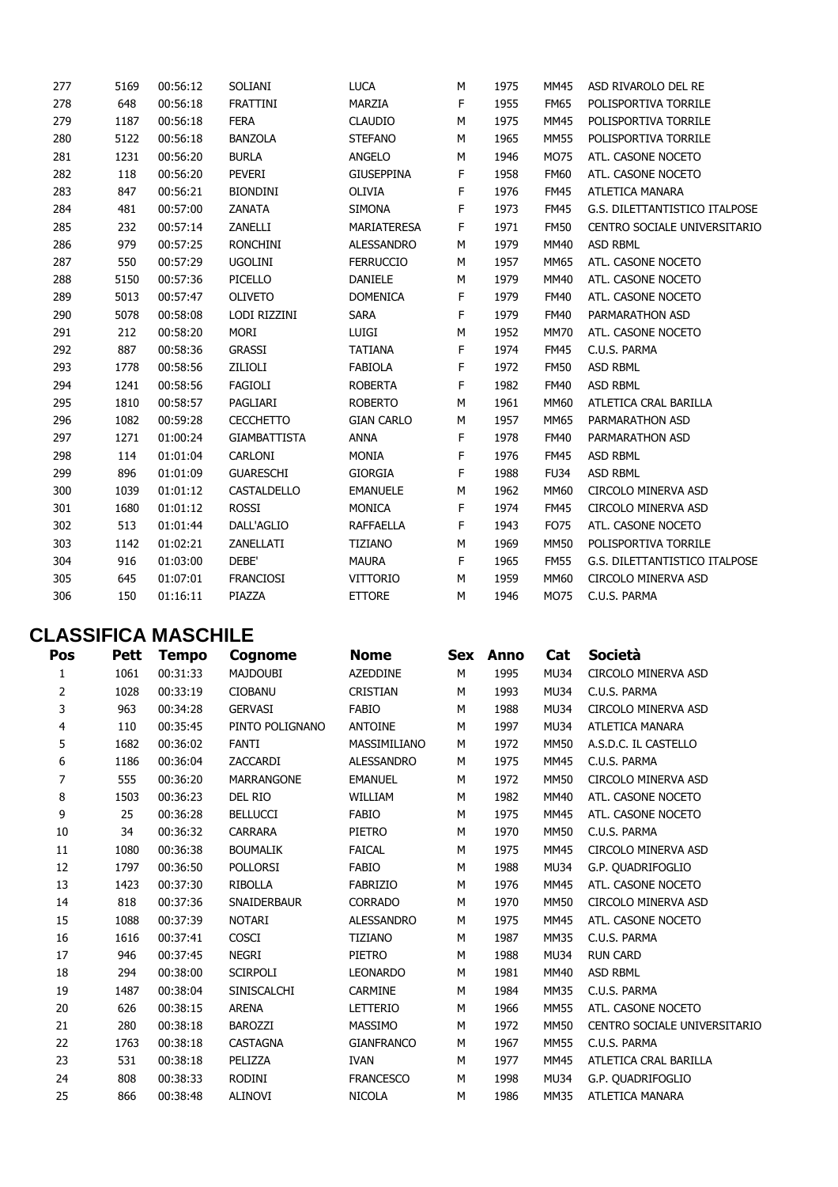| | | | | | | | | |
|---|---|---|---|---|---|---|---|---|
| 277 | 5169 | 00:56:12 | SOLIANI | LUCA | M | 1975 | MM45 | ASD RIVAROLO DEL RE |
| 278 | 648 | 00:56:18 | FRATTINI | MARZIA | F | 1955 | FM65 | POLISPORTIVA TORRILE |
| 279 | 1187 | 00:56:18 | FERA | CLAUDIO | M | 1975 | MM45 | POLISPORTIVA TORRILE |
| 280 | 5122 | 00:56:18 | BANZOLA | STEFANO | M | 1965 | MM55 | POLISPORTIVA TORRILE |
| 281 | 1231 | 00:56:20 | BURLA | ANGELO | M | 1946 | MO75 | ATL. CASONE NOCETO |
| 282 | 118 | 00:56:20 | PEVERI | GIUSEPPINA | F | 1958 | FM60 | ATL. CASONE NOCETO |
| 283 | 847 | 00:56:21 | BIONDINI | OLIVIA | F | 1976 | FM45 | ATLETICA MANARA |
| 284 | 481 | 00:57:00 | ZANATA | SIMONA | F | 1973 | FM45 | G.S. DILETTANTISTICO ITALPOSE |
| 285 | 232 | 00:57:14 | ZANELLI | MARIATERESA | F | 1971 | FM50 | CENTRO SOCIALE UNIVERSITARIO |
| 286 | 979 | 00:57:25 | RONCHINI | ALESSANDRO | M | 1979 | MM40 | ASD RBML |
| 287 | 550 | 00:57:29 | UGOLINI | FERRUCCIO | M | 1957 | MM65 | ATL. CASONE NOCETO |
| 288 | 5150 | 00:57:36 | PICELLO | DANIELE | M | 1979 | MM40 | ATL. CASONE NOCETO |
| 289 | 5013 | 00:57:47 | OLIVETO | DOMENICA | F | 1979 | FM40 | ATL. CASONE NOCETO |
| 290 | 5078 | 00:58:08 | LODI RIZZINI | SARA | F | 1979 | FM40 | PARMARATHON ASD |
| 291 | 212 | 00:58:20 | MORI | LUIGI | M | 1952 | MM70 | ATL. CASONE NOCETO |
| 292 | 887 | 00:58:36 | GRASSI | TATIANA | F | 1974 | FM45 | C.U.S. PARMA |
| 293 | 1778 | 00:58:56 | ZILIOLI | FABIOLA | F | 1972 | FM50 | ASD RBML |
| 294 | 1241 | 00:58:56 | FAGIOLI | ROBERTA | F | 1982 | FM40 | ASD RBML |
| 295 | 1810 | 00:58:57 | PAGLIARI | ROBERTO | M | 1961 | MM60 | ATLETICA CRAL BARILLA |
| 296 | 1082 | 00:59:28 | CECCHETTO | GIAN CARLO | M | 1957 | MM65 | PARMARATHON ASD |
| 297 | 1271 | 01:00:24 | GIAMBATTISTA | ANNA | F | 1978 | FM40 | PARMARATHON ASD |
| 298 | 114 | 01:01:04 | CARLONI | MONIA | F | 1976 | FM45 | ASD RBML |
| 299 | 896 | 01:01:09 | GUARESCHI | GIORGIA | F | 1988 | FU34 | ASD RBML |
| 300 | 1039 | 01:01:12 | CASTALDELLO | EMANUELE | M | 1962 | MM60 | CIRCOLO MINERVA ASD |
| 301 | 1680 | 01:01:12 | ROSSI | MONICA | F | 1974 | FM45 | CIRCOLO MINERVA ASD |
| 302 | 513 | 01:01:44 | DALL'AGLIO | RAFFAELLA | F | 1943 | FO75 | ATL. CASONE NOCETO |
| 303 | 1142 | 01:02:21 | ZANELLATI | TIZIANO | M | 1969 | MM50 | POLISPORTIVA TORRILE |
| 304 | 916 | 01:03:00 | DEBE' | MAURA | F | 1965 | FM55 | G.S. DILETTANTISTICO ITALPOSE |
| 305 | 645 | 01:07:01 | FRANCIOSI | VITTORIO | M | 1959 | MM60 | CIRCOLO MINERVA ASD |
| 306 | 150 | 01:16:11 | PIAZZA | ETTORE | M | 1946 | MO75 | C.U.S. PARMA |

## CLASSIFICA MASCHILE

| Pos | Pett | Tempo | Cognome | Nome | Sex | Anno | Cat | Società |
|---|---|---|---|---|---|---|---|---|
| 1 | 1061 | 00:31:33 | MAJDOUBI | AZEDDINE | M | 1995 | MU34 | CIRCOLO MINERVA ASD |
| 2 | 1028 | 00:33:19 | CIOBANU | CRISTIAN | M | 1993 | MU34 | C.U.S. PARMA |
| 3 | 963 | 00:34:28 | GERVASI | FABIO | M | 1988 | MU34 | CIRCOLO MINERVA ASD |
| 4 | 110 | 00:35:45 | PINTO POLIGNANO | ANTOINE | M | 1997 | MU34 | ATLETICA MANARA |
| 5 | 1682 | 00:36:02 | FANTI | MASSIMILIANO | M | 1972 | MM50 | A.S.D.C. IL CASTELLO |
| 6 | 1186 | 00:36:04 | ZACCARDI | ALESSANDRO | M | 1975 | MM45 | C.U.S. PARMA |
| 7 | 555 | 00:36:20 | MARRANGONE | EMANUEL | M | 1972 | MM50 | CIRCOLO MINERVA ASD |
| 8 | 1503 | 00:36:23 | DEL RIO | WILLIAM | M | 1982 | MM40 | ATL. CASONE NOCETO |
| 9 | 25 | 00:36:28 | BELLUCCI | FABIO | M | 1975 | MM45 | ATL. CASONE NOCETO |
| 10 | 34 | 00:36:32 | CARRARA | PIETRO | M | 1970 | MM50 | C.U.S. PARMA |
| 11 | 1080 | 00:36:38 | BOUMALIK | FAICAL | M | 1975 | MM45 | CIRCOLO MINERVA ASD |
| 12 | 1797 | 00:36:50 | POLLORSI | FABIO | M | 1988 | MU34 | G.P. QUADRIFOGLIO |
| 13 | 1423 | 00:37:30 | RIBOLLA | FABRIZIO | M | 1976 | MM45 | ATL. CASONE NOCETO |
| 14 | 818 | 00:37:36 | SNAIDERBAUR | CORRADO | M | 1970 | MM50 | CIRCOLO MINERVA ASD |
| 15 | 1088 | 00:37:39 | NOTARI | ALESSANDRO | M | 1975 | MM45 | ATL. CASONE NOCETO |
| 16 | 1616 | 00:37:41 | COSCI | TIZIANO | M | 1987 | MM35 | C.U.S. PARMA |
| 17 | 946 | 00:37:45 | NEGRI | PIETRO | M | 1988 | MU34 | RUN CARD |
| 18 | 294 | 00:38:00 | SCIRPOLI | LEONARDO | M | 1981 | MM40 | ASD RBML |
| 19 | 1487 | 00:38:04 | SINISCALCHI | CARMINE | M | 1984 | MM35 | C.U.S. PARMA |
| 20 | 626 | 00:38:15 | ARENA | LETTERIO | M | 1966 | MM55 | ATL. CASONE NOCETO |
| 21 | 280 | 00:38:18 | BAROZZI | MASSIMO | M | 1972 | MM50 | CENTRO SOCIALE UNIVERSITARIO |
| 22 | 1763 | 00:38:18 | CASTAGNA | GIANFRANCO | M | 1967 | MM55 | C.U.S. PARMA |
| 23 | 531 | 00:38:18 | PELIZZA | IVAN | M | 1977 | MM45 | ATLETICA CRAL BARILLA |
| 24 | 808 | 00:38:33 | RODINI | FRANCESCO | M | 1998 | MU34 | G.P. QUADRIFOGLIO |
| 25 | 866 | 00:38:48 | ALINOVI | NICOLA | M | 1986 | MM35 | ATLETICA MANARA |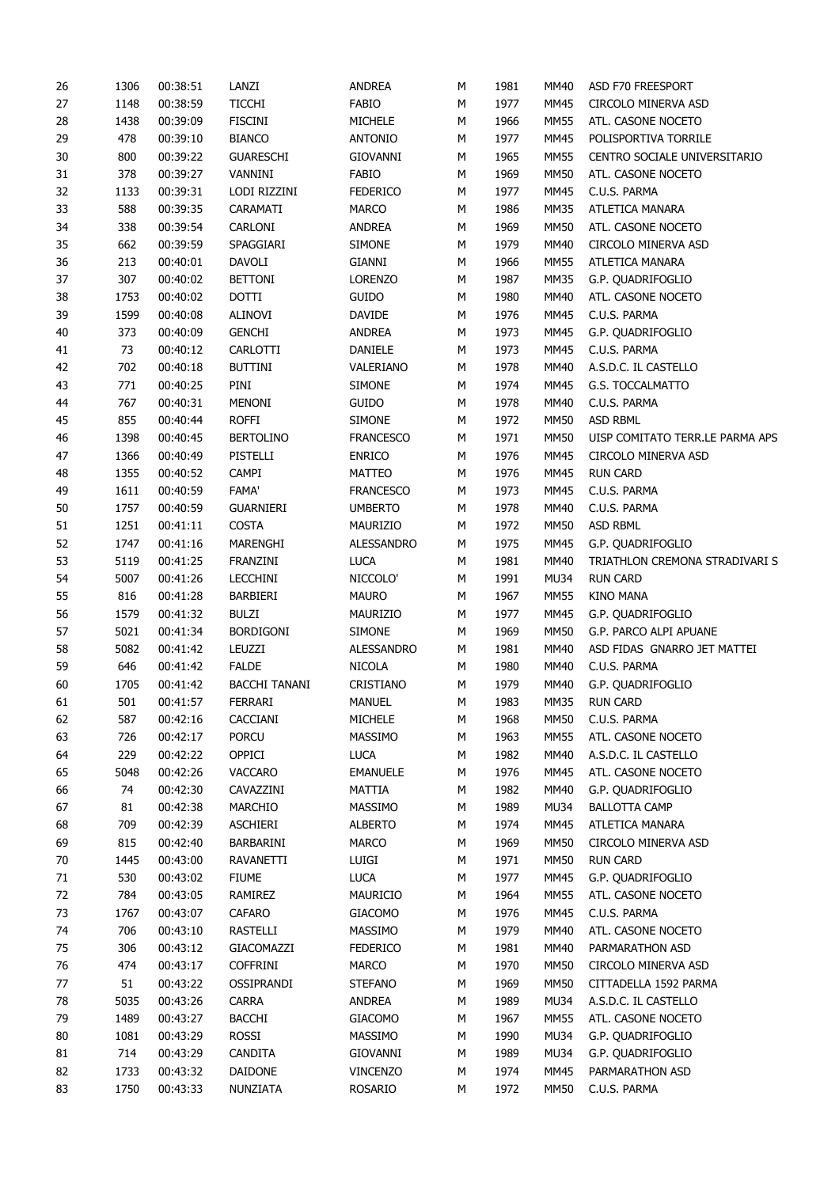| 26 | 1306 | 00:38:51 | LANZI | ANDREA | M | 1981 | MM40 | ASD F70 FREESPORT |
|---|---|---|---|---|---|---|---|---|
| 27 | 1148 | 00:38:59 | TICCHI | FABIO | M | 1977 | MM45 | CIRCOLO MINERVA ASD |
| 28 | 1438 | 00:39:09 | FISCINI | MICHELE | M | 1966 | MM55 | ATL. CASONE NOCETO |
| 29 | 478 | 00:39:10 | BIANCO | ANTONIO | M | 1977 | MM45 | POLISPORTIVA TORRILE |
| 30 | 800 | 00:39:22 | GUARESCHI | GIOVANNI | M | 1965 | MM55 | CENTRO SOCIALE UNIVERSITARIO |
| 31 | 378 | 00:39:27 | VANNINI | FABIO | M | 1969 | MM50 | ATL. CASONE NOCETO |
| 32 | 1133 | 00:39:31 | LODI RIZZINI | FEDERICO | M | 1977 | MM45 | C.U.S. PARMA |
| 33 | 588 | 00:39:35 | CARAMATI | MARCO | M | 1986 | MM35 | ATLETICA MANARA |
| 34 | 338 | 00:39:54 | CARLONI | ANDREA | M | 1969 | MM50 | ATL. CASONE NOCETO |
| 35 | 662 | 00:39:59 | SPAGGIARI | SIMONE | M | 1979 | MM40 | CIRCOLO MINERVA ASD |
| 36 | 213 | 00:40:01 | DAVOLI | GIANNI | M | 1966 | MM55 | ATLETICA MANARA |
| 37 | 307 | 00:40:02 | BETTONI | LORENZO | M | 1987 | MM35 | G.P. QUADRIFOGLIO |
| 38 | 1753 | 00:40:02 | DOTTI | GUIDO | M | 1980 | MM40 | ATL. CASONE NOCETO |
| 39 | 1599 | 00:40:08 | ALINOVI | DAVIDE | M | 1976 | MM45 | C.U.S. PARMA |
| 40 | 373 | 00:40:09 | GENCHI | ANDREA | M | 1973 | MM45 | G.P. QUADRIFOGLIO |
| 41 | 73 | 00:40:12 | CARLOTTI | DANIELE | M | 1973 | MM45 | C.U.S. PARMA |
| 42 | 702 | 00:40:18 | BUTTINI | VALERIANO | M | 1978 | MM40 | A.S.D.C. IL CASTELLO |
| 43 | 771 | 00:40:25 | PINI | SIMONE | M | 1974 | MM45 | G.S. TOCCALMATTO |
| 44 | 767 | 00:40:31 | MENONI | GUIDO | M | 1978 | MM40 | C.U.S. PARMA |
| 45 | 855 | 00:40:44 | ROFFI | SIMONE | M | 1972 | MM50 | ASD RBML |
| 46 | 1398 | 00:40:45 | BERTOLINO | FRANCESCO | M | 1971 | MM50 | UISP COMITATO TERR.LE PARMA APS |
| 47 | 1366 | 00:40:49 | PISTELLI | ENRICO | M | 1976 | MM45 | CIRCOLO MINERVA ASD |
| 48 | 1355 | 00:40:52 | CAMPI | MATTEO | M | 1976 | MM45 | RUN CARD |
| 49 | 1611 | 00:40:59 | FAMA' | FRANCESCO | M | 1973 | MM45 | C.U.S. PARMA |
| 50 | 1757 | 00:40:59 | GUARNIERI | UMBERTO | M | 1978 | MM40 | C.U.S. PARMA |
| 51 | 1251 | 00:41:11 | COSTA | MAURIZIO | M | 1972 | MM50 | ASD RBML |
| 52 | 1747 | 00:41:16 | MARENGHI | ALESSANDRO | M | 1975 | MM45 | G.P. QUADRIFOGLIO |
| 53 | 5119 | 00:41:25 | FRANZINI | LUCA | M | 1981 | MM40 | TRIATHLON CREMONA STRADIVARI S |
| 54 | 5007 | 00:41:26 | LECCHINI | NICCOLO' | M | 1991 | MU34 | RUN CARD |
| 55 | 816 | 00:41:28 | BARBIERI | MAURO | M | 1967 | MM55 | KINO MANA |
| 56 | 1579 | 00:41:32 | BULZI | MAURIZIO | M | 1977 | MM45 | G.P. QUADRIFOGLIO |
| 57 | 5021 | 00:41:34 | BORDIGONI | SIMONE | M | 1969 | MM50 | G.P. PARCO ALPI APUANE |
| 58 | 5082 | 00:41:42 | LEUZZI | ALESSANDRO | M | 1981 | MM40 | ASD FIDAS GNARRO JET MATTEI |
| 59 | 646 | 00:41:42 | FALDE | NICOLA | M | 1980 | MM40 | C.U.S. PARMA |
| 60 | 1705 | 00:41:42 | BACCHI TANANI | CRISTIANO | M | 1979 | MM40 | G.P. QUADRIFOGLIO |
| 61 | 501 | 00:41:57 | FERRARI | MANUEL | M | 1983 | MM35 | RUN CARD |
| 62 | 587 | 00:42:16 | CACCIANI | MICHELE | M | 1968 | MM50 | C.U.S. PARMA |
| 63 | 726 | 00:42:17 | PORCU | MASSIMO | M | 1963 | MM55 | ATL. CASONE NOCETO |
| 64 | 229 | 00:42:22 | OPPICI | LUCA | M | 1982 | MM40 | A.S.D.C. IL CASTELLO |
| 65 | 5048 | 00:42:26 | VACCARO | EMANUELE | M | 1976 | MM45 | ATL. CASONE NOCETO |
| 66 | 74 | 00:42:30 | CAVAZZINI | MATTIA | M | 1982 | MM40 | G.P. QUADRIFOGLIO |
| 67 | 81 | 00:42:38 | MARCHIO | MASSIMO | M | 1989 | MU34 | BALLOTTA CAMP |
| 68 | 709 | 00:42:39 | ASCHIERI | ALBERTO | M | 1974 | MM45 | ATLETICA MANARA |
| 69 | 815 | 00:42:40 | BARBARINI | MARCO | M | 1969 | MM50 | CIRCOLO MINERVA ASD |
| 70 | 1445 | 00:43:00 | RAVANETTI | LUIGI | M | 1971 | MM50 | RUN CARD |
| 71 | 530 | 00:43:02 | FIUME | LUCA | M | 1977 | MM45 | G.P. QUADRIFOGLIO |
| 72 | 784 | 00:43:05 | RAMIREZ | MAURICIO | M | 1964 | MM55 | ATL. CASONE NOCETO |
| 73 | 1767 | 00:43:07 | CAFARO | GIACOMO | M | 1976 | MM45 | C.U.S. PARMA |
| 74 | 706 | 00:43:10 | RASTELLI | MASSIMO | M | 1979 | MM40 | ATL. CASONE NOCETO |
| 75 | 306 | 00:43:12 | GIACOMAZZI | FEDERICO | M | 1981 | MM40 | PARMARATHON ASD |
| 76 | 474 | 00:43:17 | COFFRINI | MARCO | M | 1970 | MM50 | CIRCOLO MINERVA ASD |
| 77 | 51 | 00:43:22 | OSSIPRANDI | STEFANO | M | 1969 | MM50 | CITTADELLA 1592 PARMA |
| 78 | 5035 | 00:43:26 | CARRA | ANDREA | M | 1989 | MU34 | A.S.D.C. IL CASTELLO |
| 79 | 1489 | 00:43:27 | BACCHI | GIACOMO | M | 1967 | MM55 | ATL. CASONE NOCETO |
| 80 | 1081 | 00:43:29 | ROSSI | MASSIMO | M | 1990 | MU34 | G.P. QUADRIFOGLIO |
| 81 | 714 | 00:43:29 | CANDITA | GIOVANNI | M | 1989 | MU34 | G.P. QUADRIFOGLIO |
| 82 | 1733 | 00:43:32 | DAIDONE | VINCENZO | M | 1974 | MM45 | PARMARATHON ASD |
| 83 | 1750 | 00:43:33 | NUNZIATA | ROSARIO | M | 1972 | MM50 | C.U.S. PARMA |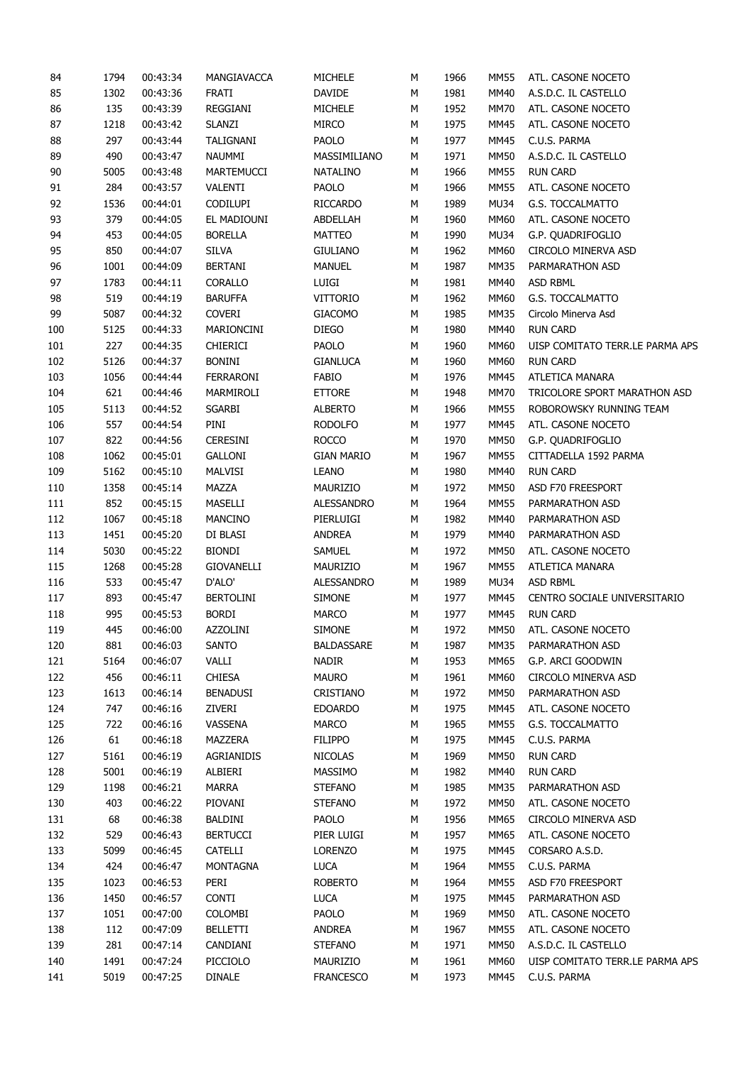| 84 | 1794 | 00:43:34 | MANGIAVACCA | MICHELE | M | 1966 | MM55 | ATL. CASONE NOCETO |
|---|---|---|---|---|---|---|---|---|
| 85 | 1302 | 00:43:36 | FRATI | DAVIDE | M | 1981 | MM40 | A.S.D.C. IL CASTELLO |
| 86 | 135 | 00:43:39 | REGGIANI | MICHELE | M | 1952 | MM70 | ATL. CASONE NOCETO |
| 87 | 1218 | 00:43:42 | SLANZI | MIRCO | M | 1975 | MM45 | ATL. CASONE NOCETO |
| 88 | 297 | 00:43:44 | TALIGNANI | PAOLO | M | 1977 | MM45 | C.U.S. PARMA |
| 89 | 490 | 00:43:47 | NAUMMI | MASSIMILIANO | M | 1971 | MM50 | A.S.D.C. IL CASTELLO |
| 90 | 5005 | 00:43:48 | MARTEMUCCI | NATALINO | M | 1966 | MM55 | RUN CARD |
| 91 | 284 | 00:43:57 | VALENTI | PAOLO | M | 1966 | MM55 | ATL. CASONE NOCETO |
| 92 | 1536 | 00:44:01 | CODILUPI | RICCARDO | M | 1989 | MU34 | G.S. TOCCALMATTO |
| 93 | 379 | 00:44:05 | EL MADIOUNI | ABDELLAH | M | 1960 | MM60 | ATL. CASONE NOCETO |
| 94 | 453 | 00:44:05 | BORELLA | MATTEO | M | 1990 | MU34 | G.P. QUADRIFOGLIO |
| 95 | 850 | 00:44:07 | SILVA | GIULIANO | M | 1962 | MM60 | CIRCOLO MINERVA ASD |
| 96 | 1001 | 00:44:09 | BERTANI | MANUEL | M | 1987 | MM35 | PARMARATHON ASD |
| 97 | 1783 | 00:44:11 | CORALLO | LUIGI | M | 1981 | MM40 | ASD RBML |
| 98 | 519 | 00:44:19 | BARUFFA | VITTORIO | M | 1962 | MM60 | G.S. TOCCALMATTO |
| 99 | 5087 | 00:44:32 | COVERI | GIACOMO | M | 1985 | MM35 | Circolo Minerva Asd |
| 100 | 5125 | 00:44:33 | MARIONCINI | DIEGO | M | 1980 | MM40 | RUN CARD |
| 101 | 227 | 00:44:35 | CHIERICI | PAOLO | M | 1960 | MM60 | UISP COMITATO TERR.LE PARMA APS |
| 102 | 5126 | 00:44:37 | BONINI | GIANLUCA | M | 1960 | MM60 | RUN CARD |
| 103 | 1056 | 00:44:44 | FERRARONI | FABIO | M | 1976 | MM45 | ATLETICA MANARA |
| 104 | 621 | 00:44:46 | MARMIROLI | ETTORE | M | 1948 | MM70 | TRICOLORE SPORT MARATHON ASD |
| 105 | 5113 | 00:44:52 | SGARBI | ALBERTO | M | 1966 | MM55 | ROBOROWSKY RUNNING TEAM |
| 106 | 557 | 00:44:54 | PINI | RODOLFO | M | 1977 | MM45 | ATL. CASONE NOCETO |
| 107 | 822 | 00:44:56 | CERESINI | ROCCO | M | 1970 | MM50 | G.P. QUADRIFOGLIO |
| 108 | 1062 | 00:45:01 | GALLONI | GIAN MARIO | M | 1967 | MM55 | CITTADELLA 1592 PARMA |
| 109 | 5162 | 00:45:10 | MALVISI | LEANO | M | 1980 | MM40 | RUN CARD |
| 110 | 1358 | 00:45:14 | MAZZA | MAURIZIO | M | 1972 | MM50 | ASD F70 FREESPORT |
| 111 | 852 | 00:45:15 | MASELLI | ALESSANDRO | M | 1964 | MM55 | PARMARATHON ASD |
| 112 | 1067 | 00:45:18 | MANCINO | PIERLUIGI | M | 1982 | MM40 | PARMARATHON ASD |
| 113 | 1451 | 00:45:20 | DI BLASI | ANDREA | M | 1979 | MM40 | PARMARATHON ASD |
| 114 | 5030 | 00:45:22 | BIONDI | SAMUEL | M | 1972 | MM50 | ATL. CASONE NOCETO |
| 115 | 1268 | 00:45:28 | GIOVANELLI | MAURIZIO | M | 1967 | MM55 | ATLETICA MANARA |
| 116 | 533 | 00:45:47 | D'ALO' | ALESSANDRO | M | 1989 | MU34 | ASD RBML |
| 117 | 893 | 00:45:47 | BERTOLINI | SIMONE | M | 1977 | MM45 | CENTRO SOCIALE UNIVERSITARIO |
| 118 | 995 | 00:45:53 | BORDI | MARCO | M | 1977 | MM45 | RUN CARD |
| 119 | 445 | 00:46:00 | AZZOLINI | SIMONE | M | 1972 | MM50 | ATL. CASONE NOCETO |
| 120 | 881 | 00:46:03 | SANTO | BALDASSARE | M | 1987 | MM35 | PARMARATHON ASD |
| 121 | 5164 | 00:46:07 | VALLI | NADIR | M | 1953 | MM65 | G.P. ARCI GOODWIN |
| 122 | 456 | 00:46:11 | CHIESA | MAURO | M | 1961 | MM60 | CIRCOLO MINERVA ASD |
| 123 | 1613 | 00:46:14 | BENADUSI | CRISTIANO | M | 1972 | MM50 | PARMARATHON ASD |
| 124 | 747 | 00:46:16 | ZIVERI | EDOARDO | M | 1975 | MM45 | ATL. CASONE NOCETO |
| 125 | 722 | 00:46:16 | VASSENA | MARCO | M | 1965 | MM55 | G.S. TOCCALMATTO |
| 126 | 61 | 00:46:18 | MAZZERA | FILIPPO | M | 1975 | MM45 | C.U.S. PARMA |
| 127 | 5161 | 00:46:19 | AGRIANIDIS | NICOLAS | M | 1969 | MM50 | RUN CARD |
| 128 | 5001 | 00:46:19 | ALBIERI | MASSIMO | M | 1982 | MM40 | RUN CARD |
| 129 | 1198 | 00:46:21 | MARRA | STEFANO | M | 1985 | MM35 | PARMARATHON ASD |
| 130 | 403 | 00:46:22 | PIOVANI | STEFANO | M | 1972 | MM50 | ATL. CASONE NOCETO |
| 131 | 68 | 00:46:38 | BALDINI | PAOLO | M | 1956 | MM65 | CIRCOLO MINERVA ASD |
| 132 | 529 | 00:46:43 | BERTUCCI | PIER LUIGI | M | 1957 | MM65 | ATL. CASONE NOCETO |
| 133 | 5099 | 00:46:45 | CATELLI | LORENZO | M | 1975 | MM45 | CORSARO A.S.D. |
| 134 | 424 | 00:46:47 | MONTAGNA | LUCA | M | 1964 | MM55 | C.U.S. PARMA |
| 135 | 1023 | 00:46:53 | PERI | ROBERTO | M | 1964 | MM55 | ASD F70 FREESPORT |
| 136 | 1450 | 00:46:57 | CONTI | LUCA | M | 1975 | MM45 | PARMARATHON ASD |
| 137 | 1051 | 00:47:00 | COLOMBI | PAOLO | M | 1969 | MM50 | ATL. CASONE NOCETO |
| 138 | 112 | 00:47:09 | BELLETTI | ANDREA | M | 1967 | MM55 | ATL. CASONE NOCETO |
| 139 | 281 | 00:47:14 | CANDIANI | STEFANO | M | 1971 | MM50 | A.S.D.C. IL CASTELLO |
| 140 | 1491 | 00:47:24 | PICCIOLO | MAURIZIO | M | 1961 | MM60 | UISP COMITATO TERR.LE PARMA APS |
| 141 | 5019 | 00:47:25 | DINALE | FRANCESCO | M | 1973 | MM45 | C.U.S. PARMA |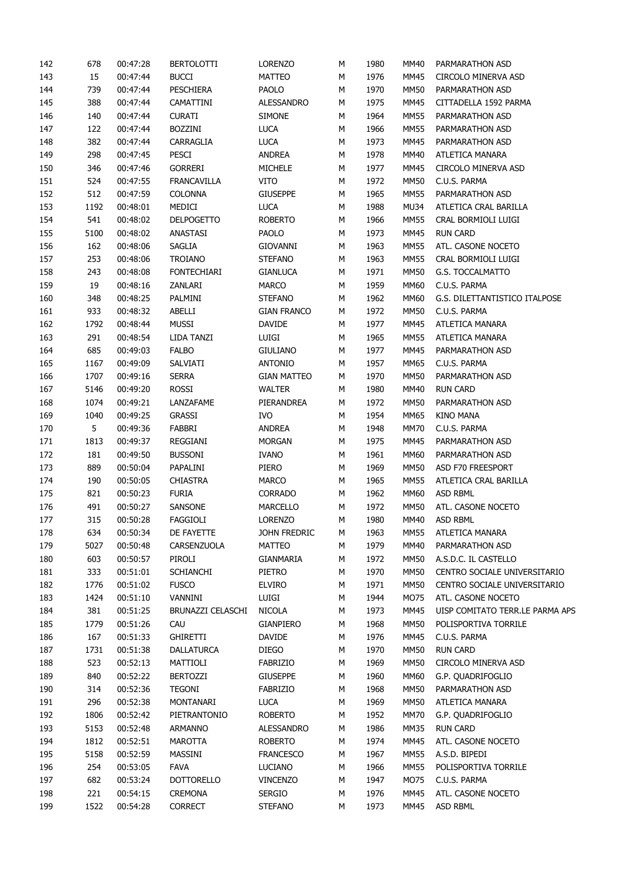| | | | | | | | | |
|---|---|---|---|---|---|---|---|---|
| 142 | 678 | 00:47:28 | BERTOLOTTI | LORENZO | M | 1980 | MM40 | PARMARATHON ASD |
| 143 | 15 | 00:47:44 | BUCCI | MATTEO | M | 1976 | MM45 | CIRCOLO MINERVA ASD |
| 144 | 739 | 00:47:44 | PESCHIERA | PAOLO | M | 1970 | MM50 | PARMARATHON ASD |
| 145 | 388 | 00:47:44 | CAMATTINI | ALESSANDRO | M | 1975 | MM45 | CITTADELLA 1592 PARMA |
| 146 | 140 | 00:47:44 | CURATI | SIMONE | M | 1964 | MM55 | PARMARATHON ASD |
| 147 | 122 | 00:47:44 | BOZZINI | LUCA | M | 1966 | MM55 | PARMARATHON ASD |
| 148 | 382 | 00:47:44 | CARRAGLIA | LUCA | M | 1973 | MM45 | PARMARATHON ASD |
| 149 | 298 | 00:47:45 | PESCI | ANDREA | M | 1978 | MM40 | ATLETICA MANARA |
| 150 | 346 | 00:47:46 | GORRERI | MICHELE | M | 1977 | MM45 | CIRCOLO MINERVA ASD |
| 151 | 524 | 00:47:55 | FRANCAVILLA | VITO | M | 1972 | MM50 | C.U.S. PARMA |
| 152 | 512 | 00:47:59 | COLONNA | GIUSEPPE | M | 1965 | MM55 | PARMARATHON ASD |
| 153 | 1192 | 00:48:01 | MEDICI | LUCA | M | 1988 | MU34 | ATLETICA CRAL BARILLA |
| 154 | 541 | 00:48:02 | DELPOGETTO | ROBERTO | M | 1966 | MM55 | CRAL BORMIOLI LUIGI |
| 155 | 5100 | 00:48:02 | ANASTASI | PAOLO | M | 1973 | MM45 | RUN CARD |
| 156 | 162 | 00:48:06 | SAGLIA | GIOVANNI | M | 1963 | MM55 | ATL. CASONE NOCETO |
| 157 | 253 | 00:48:06 | TROIANO | STEFANO | M | 1963 | MM55 | CRAL BORMIOLI LUIGI |
| 158 | 243 | 00:48:08 | FONTECHIARI | GIANLUCA | M | 1971 | MM50 | G.S. TOCCALMATTO |
| 159 | 19 | 00:48:16 | ZANLARI | MARCO | M | 1959 | MM60 | C.U.S. PARMA |
| 160 | 348 | 00:48:25 | PALMINI | STEFANO | M | 1962 | MM60 | G.S. DILETTANTISTICO ITALPOSE |
| 161 | 933 | 00:48:32 | ABELLI | GIAN FRANCO | M | 1972 | MM50 | C.U.S. PARMA |
| 162 | 1792 | 00:48:44 | MUSSI | DAVIDE | M | 1977 | MM45 | ATLETICA MANARA |
| 163 | 291 | 00:48:54 | LIDA TANZI | LUIGI | M | 1965 | MM55 | ATLETICA MANARA |
| 164 | 685 | 00:49:03 | FALBO | GIULIANO | M | 1977 | MM45 | PARMARATHON ASD |
| 165 | 1167 | 00:49:09 | SALVIATI | ANTONIO | M | 1957 | MM65 | C.U.S. PARMA |
| 166 | 1707 | 00:49:16 | SERRA | GIAN MATTEO | M | 1970 | MM50 | PARMARATHON ASD |
| 167 | 5146 | 00:49:20 | ROSSI | WALTER | M | 1980 | MM40 | RUN CARD |
| 168 | 1074 | 00:49:21 | LANZAFAME | PIERANDREA | M | 1972 | MM50 | PARMARATHON ASD |
| 169 | 1040 | 00:49:25 | GRASSI | IVO | M | 1954 | MM65 | KINO MANA |
| 170 | 5 | 00:49:36 | FABBRI | ANDREA | M | 1948 | MM70 | C.U.S. PARMA |
| 171 | 1813 | 00:49:37 | REGGIANI | MORGAN | M | 1975 | MM45 | PARMARATHON ASD |
| 172 | 181 | 00:49:50 | BUSSONI | IVANO | M | 1961 | MM60 | PARMARATHON ASD |
| 173 | 889 | 00:50:04 | PAPALINI | PIERO | M | 1969 | MM50 | ASD F70 FREESPORT |
| 174 | 190 | 00:50:05 | CHIASTRA | MARCO | M | 1965 | MM55 | ATLETICA CRAL BARILLA |
| 175 | 821 | 00:50:23 | FURIA | CORRADO | M | 1962 | MM60 | ASD RBML |
| 176 | 491 | 00:50:27 | SANSONE | MARCELLO | M | 1972 | MM50 | ATL. CASONE NOCETO |
| 177 | 315 | 00:50:28 | FAGGIOLI | LORENZO | M | 1980 | MM40 | ASD RBML |
| 178 | 634 | 00:50:34 | DE FAYETTE | JOHN FREDRIC | M | 1963 | MM55 | ATLETICA MANARA |
| 179 | 5027 | 00:50:48 | CARSENZUOLA | MATTEO | M | 1979 | MM40 | PARMARATHON ASD |
| 180 | 603 | 00:50:57 | PIROLI | GIANMARIA | M | 1972 | MM50 | A.S.D.C. IL CASTELLO |
| 181 | 333 | 00:51:01 | SCHIANCHI | PIETRO | M | 1970 | MM50 | CENTRO SOCIALE UNIVERSITARIO |
| 182 | 1776 | 00:51:02 | FUSCO | ELVIRO | M | 1971 | MM50 | CENTRO SOCIALE UNIVERSITARIO |
| 183 | 1424 | 00:51:10 | VANNINI | LUIGI | M | 1944 | MO75 | ATL. CASONE NOCETO |
| 184 | 381 | 00:51:25 | BRUNAZZI CELASCHI | NICOLA | M | 1973 | MM45 | UISP COMITATO TERR.LE PARMA APS |
| 185 | 1779 | 00:51:26 | CAU | GIANPIERO | M | 1968 | MM50 | POLISPORTIVA TORRILE |
| 186 | 167 | 00:51:33 | GHIRETTI | DAVIDE | M | 1976 | MM45 | C.U.S. PARMA |
| 187 | 1731 | 00:51:38 | DALLATURCA | DIEGO | M | 1970 | MM50 | RUN CARD |
| 188 | 523 | 00:52:13 | MATTIOLI | FABRIZIO | M | 1969 | MM50 | CIRCOLO MINERVA ASD |
| 189 | 840 | 00:52:22 | BERTOZZI | GIUSEPPE | M | 1960 | MM60 | G.P. QUADRIFOGLIO |
| 190 | 314 | 00:52:36 | TEGONI | FABRIZIO | M | 1968 | MM50 | PARMARATHON ASD |
| 191 | 296 | 00:52:38 | MONTANARI | LUCA | M | 1969 | MM50 | ATLETICA MANARA |
| 192 | 1806 | 00:52:42 | PIETRANTONIO | ROBERTO | M | 1952 | MM70 | G.P. QUADRIFOGLIO |
| 193 | 5153 | 00:52:48 | ARMANNO | ALESSANDRO | M | 1986 | MM35 | RUN CARD |
| 194 | 1812 | 00:52:51 | MAROTTA | ROBERTO | M | 1974 | MM45 | ATL. CASONE NOCETO |
| 195 | 5158 | 00:52:59 | MASSINI | FRANCESCO | M | 1967 | MM55 | A.S.D. BIPEDI |
| 196 | 254 | 00:53:05 | FAVA | LUCIANO | M | 1966 | MM55 | POLISPORTIVA TORRILE |
| 197 | 682 | 00:53:24 | DOTTORELLO | VINCENZO | M | 1947 | MO75 | C.U.S. PARMA |
| 198 | 221 | 00:54:15 | CREMONA | SERGIO | M | 1976 | MM45 | ATL. CASONE NOCETO |
| 199 | 1522 | 00:54:28 | CORRECT | STEFANO | M | 1973 | MM45 | ASD RBML |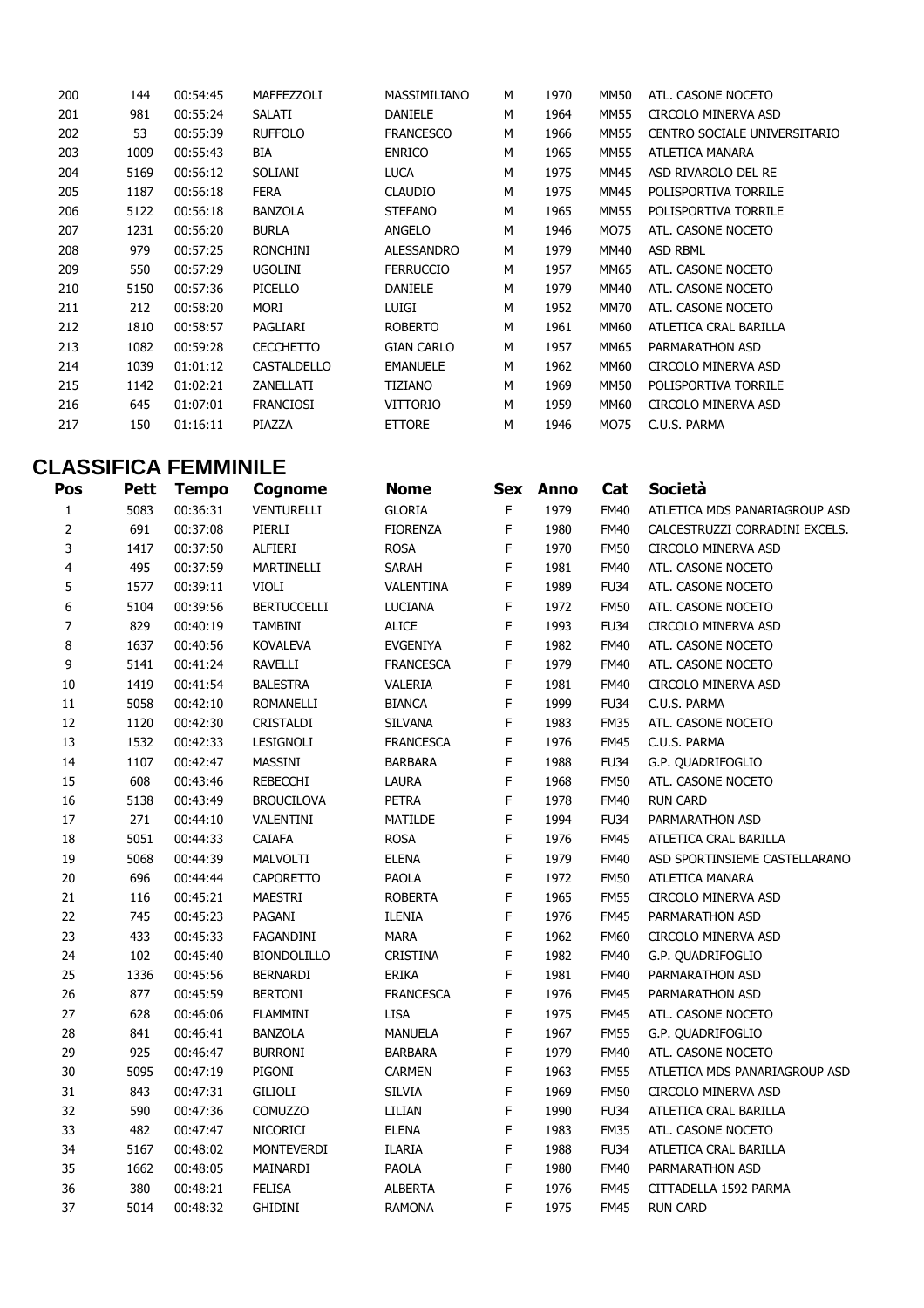| 200 | 144 | 00:54:45 | MAFFEZZOLI | MASSIMILIANO | M | 1970 | MM50 | ATL. CASONE NOCETO |
|---|---|---|---|---|---|---|---|---|
| 201 | 981 | 00:55:24 | SALATI | DANIELE | M | 1964 | MM55 | CIRCOLO MINERVA ASD |
| 202 | 53 | 00:55:39 | RUFFOLO | FRANCESCO | M | 1966 | MM55 | CENTRO SOCIALE UNIVERSITARIO |
| 203 | 1009 | 00:55:43 | BIA | ENRICO | M | 1965 | MM55 | ATLETICA MANARA |
| 204 | 5169 | 00:56:12 | SOLIANI | LUCA | M | 1975 | MM45 | ASD RIVAROLO DEL RE |
| 205 | 1187 | 00:56:18 | FERA | CLAUDIO | M | 1975 | MM45 | POLISPORTIVA TORRILE |
| 206 | 5122 | 00:56:18 | BANZOLA | STEFANO | M | 1965 | MM55 | POLISPORTIVA TORRILE |
| 207 | 1231 | 00:56:20 | BURLA | ANGELO | M | 1946 | MO75 | ATL. CASONE NOCETO |
| 208 | 979 | 00:57:25 | RONCHINI | ALESSANDRO | M | 1979 | MM40 | ASD RBML |
| 209 | 550 | 00:57:29 | UGOLINI | FERRUCCIO | M | 1957 | MM65 | ATL. CASONE NOCETO |
| 210 | 5150 | 00:57:36 | PICELLO | DANIELE | M | 1979 | MM40 | ATL. CASONE NOCETO |
| 211 | 212 | 00:58:20 | MORI | LUIGI | M | 1952 | MM70 | ATL. CASONE NOCETO |
| 212 | 1810 | 00:58:57 | PAGLIARI | ROBERTO | M | 1961 | MM60 | ATLETICA CRAL BARILLA |
| 213 | 1082 | 00:59:28 | CECCHETTO | GIAN CARLO | M | 1957 | MM65 | PARMARATHON ASD |
| 214 | 1039 | 01:01:12 | CASTALDELLO | EMANUELE | M | 1962 | MM60 | CIRCOLO MINERVA ASD |
| 215 | 1142 | 01:02:21 | ZANELLATI | TIZIANO | M | 1969 | MM50 | POLISPORTIVA TORRILE |
| 216 | 645 | 01:07:01 | FRANCIOSI | VITTORIO | M | 1959 | MM60 | CIRCOLO MINERVA ASD |
| 217 | 150 | 01:16:11 | PIAZZA | ETTORE | M | 1946 | MO75 | C.U.S. PARMA |

## CLASSIFICA FEMMINILE

| Pos | Pett | Tempo | Cognome | Nome | Sex | Anno | Cat | Società |
|---|---|---|---|---|---|---|---|---|
| 1 | 5083 | 00:36:31 | VENTURELLI | GLORIA | F | 1979 | FM40 | ATLETICA MDS PANARIAGROUP ASD |
| 2 | 691 | 00:37:08 | PIERLI | FIORENZA | F | 1980 | FM40 | CALCESTRUZZI CORRADINI EXCELS. |
| 3 | 1417 | 00:37:50 | ALFIERI | ROSA | F | 1970 | FM50 | CIRCOLO MINERVA ASD |
| 4 | 495 | 00:37:59 | MARTINELLI | SARAH | F | 1981 | FM40 | ATL. CASONE NOCETO |
| 5 | 1577 | 00:39:11 | VIOLI | VALENTINA | F | 1989 | FU34 | ATL. CASONE NOCETO |
| 6 | 5104 | 00:39:56 | BERTUCCELLI | LUCIANA | F | 1972 | FM50 | ATL. CASONE NOCETO |
| 7 | 829 | 00:40:19 | TAMBINI | ALICE | F | 1993 | FU34 | CIRCOLO MINERVA ASD |
| 8 | 1637 | 00:40:56 | KOVALEVA | EVGENIYA | F | 1982 | FM40 | ATL. CASONE NOCETO |
| 9 | 5141 | 00:41:24 | RAVELLI | FRANCESCA | F | 1979 | FM40 | ATL. CASONE NOCETO |
| 10 | 1419 | 00:41:54 | BALESTRA | VALERIA | F | 1981 | FM40 | CIRCOLO MINERVA ASD |
| 11 | 5058 | 00:42:10 | ROMANELLI | BIANCA | F | 1999 | FU34 | C.U.S. PARMA |
| 12 | 1120 | 00:42:30 | CRISTALDI | SILVANA | F | 1983 | FM35 | ATL. CASONE NOCETO |
| 13 | 1532 | 00:42:33 | LESIGNOLI | FRANCESCA | F | 1976 | FM45 | C.U.S. PARMA |
| 14 | 1107 | 00:42:47 | MASSINI | BARBARA | F | 1988 | FU34 | G.P. QUADRIFOGLIO |
| 15 | 608 | 00:43:46 | REBECCHI | LAURA | F | 1968 | FM50 | ATL. CASONE NOCETO |
| 16 | 5138 | 00:43:49 | BROUCILOVA | PETRA | F | 1978 | FM40 | RUN CARD |
| 17 | 271 | 00:44:10 | VALENTINI | MATILDE | F | 1994 | FU34 | PARMARATHON ASD |
| 18 | 5051 | 00:44:33 | CAIAFA | ROSA | F | 1976 | FM45 | ATLETICA CRAL BARILLA |
| 19 | 5068 | 00:44:39 | MALVOLTI | ELENA | F | 1979 | FM40 | ASD SPORTINSIEME CASTELLARANO |
| 20 | 696 | 00:44:44 | CAPORETTO | PAOLA | F | 1972 | FM50 | ATLETICA MANARA |
| 21 | 116 | 00:45:21 | MAESTRI | ROBERTA | F | 1965 | FM55 | CIRCOLO MINERVA ASD |
| 22 | 745 | 00:45:23 | PAGANI | ILENIA | F | 1976 | FM45 | PARMARATHON ASD |
| 23 | 433 | 00:45:33 | FAGANDINI | MARA | F | 1962 | FM60 | CIRCOLO MINERVA ASD |
| 24 | 102 | 00:45:40 | BIONDOLILLO | CRISTINA | F | 1982 | FM40 | G.P. QUADRIFOGLIO |
| 25 | 1336 | 00:45:56 | BERNARDI | ERIKA | F | 1981 | FM40 | PARMARATHON ASD |
| 26 | 877 | 00:45:59 | BERTONI | FRANCESCA | F | 1976 | FM45 | PARMARATHON ASD |
| 27 | 628 | 00:46:06 | FLAMMINI | LISA | F | 1975 | FM45 | ATL. CASONE NOCETO |
| 28 | 841 | 00:46:41 | BANZOLA | MANUELA | F | 1967 | FM55 | G.P. QUADRIFOGLIO |
| 29 | 925 | 00:46:47 | BURRONI | BARBARA | F | 1979 | FM40 | ATL. CASONE NOCETO |
| 30 | 5095 | 00:47:19 | PIGONI | CARMEN | F | 1963 | FM55 | ATLETICA MDS PANARIAGROUP ASD |
| 31 | 843 | 00:47:31 | GILIOLI | SILVIA | F | 1969 | FM50 | CIRCOLO MINERVA ASD |
| 32 | 590 | 00:47:36 | COMUZZO | LILIAN | F | 1990 | FU34 | ATLETICA CRAL BARILLA |
| 33 | 482 | 00:47:47 | NICORICI | ELENA | F | 1983 | FM35 | ATL. CASONE NOCETO |
| 34 | 5167 | 00:48:02 | MONTEVERDI | ILARIA | F | 1988 | FU34 | ATLETICA CRAL BARILLA |
| 35 | 1662 | 00:48:05 | MAINARDI | PAOLA | F | 1980 | FM40 | PARMARATHON ASD |
| 36 | 380 | 00:48:21 | FELISA | ALBERTA | F | 1976 | FM45 | CITTADELLA 1592 PARMA |
| 37 | 5014 | 00:48:32 | GHIDINI | RAMONA | F | 1975 | FM45 | RUN CARD |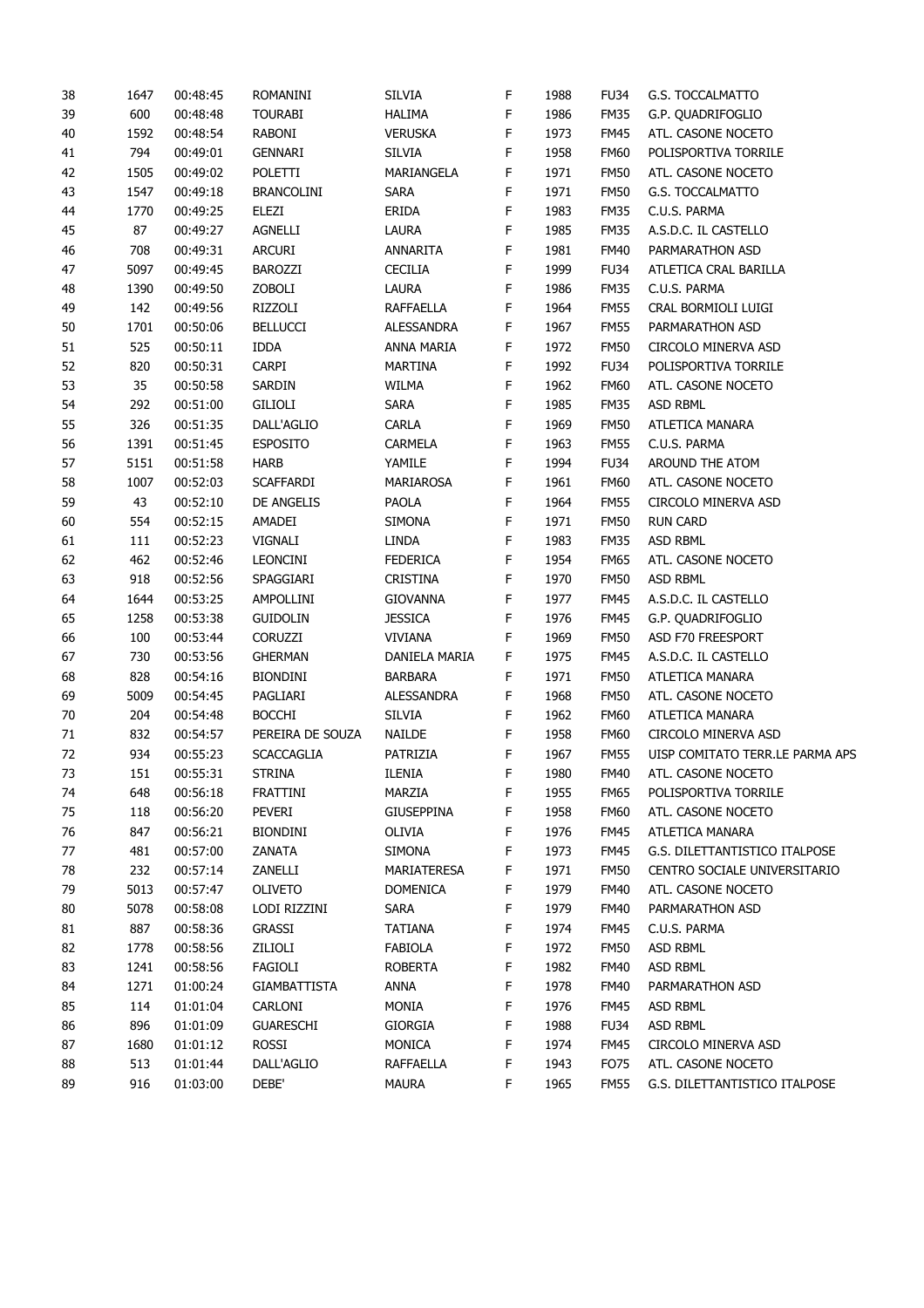| | | | | | | | | |
|---|---|---|---|---|---|---|---|---|
| 38 | 1647 | 00:48:45 | ROMANINI | SILVIA | F | 1988 | FU34 | G.S. TOCCALMATTO |
| 39 | 600 | 00:48:48 | TOURABI | HALIMA | F | 1986 | FM35 | G.P. QUADRIFOGLIO |
| 40 | 1592 | 00:48:54 | RABONI | VERUSKA | F | 1973 | FM45 | ATL. CASONE NOCETO |
| 41 | 794 | 00:49:01 | GENNARI | SILVIA | F | 1958 | FM60 | POLISPORTIVA TORRILE |
| 42 | 1505 | 00:49:02 | POLETTI | MARIANGELA | F | 1971 | FM50 | ATL. CASONE NOCETO |
| 43 | 1547 | 00:49:18 | BRANCOLINI | SARA | F | 1971 | FM50 | G.S. TOCCALMATTO |
| 44 | 1770 | 00:49:25 | ELEZI | ERIDA | F | 1983 | FM35 | C.U.S. PARMA |
| 45 | 87 | 00:49:27 | AGNELLI | LAURA | F | 1985 | FM35 | A.S.D.C. IL CASTELLO |
| 46 | 708 | 00:49:31 | ARCURI | ANNARITA | F | 1981 | FM40 | PARMARATHON ASD |
| 47 | 5097 | 00:49:45 | BAROZZI | CECILIA | F | 1999 | FU34 | ATLETICA CRAL BARILLA |
| 48 | 1390 | 00:49:50 | ZOBOLI | LAURA | F | 1986 | FM35 | C.U.S. PARMA |
| 49 | 142 | 00:49:56 | RIZZOLI | RAFFAELLA | F | 1964 | FM55 | CRAL BORMIOLI LUIGI |
| 50 | 1701 | 00:50:06 | BELLUCCI | ALESSANDRA | F | 1967 | FM55 | PARMARATHON ASD |
| 51 | 525 | 00:50:11 | IDDA | ANNA MARIA | F | 1972 | FM50 | CIRCOLO MINERVA ASD |
| 52 | 820 | 00:50:31 | CARPI | MARTINA | F | 1992 | FU34 | POLISPORTIVA TORRILE |
| 53 | 35 | 00:50:58 | SARDIN | WILMA | F | 1962 | FM60 | ATL. CASONE NOCETO |
| 54 | 292 | 00:51:00 | GILIOLI | SARA | F | 1985 | FM35 | ASD RBML |
| 55 | 326 | 00:51:35 | DALL'AGLIO | CARLA | F | 1969 | FM50 | ATLETICA MANARA |
| 56 | 1391 | 00:51:45 | ESPOSITO | CARMELA | F | 1963 | FM55 | C.U.S. PARMA |
| 57 | 5151 | 00:51:58 | HARB | YAMILE | F | 1994 | FU34 | AROUND THE ATOM |
| 58 | 1007 | 00:52:03 | SCAFFARDI | MARIAROSA | F | 1961 | FM60 | ATL. CASONE NOCETO |
| 59 | 43 | 00:52:10 | DE ANGELIS | PAOLA | F | 1964 | FM55 | CIRCOLO MINERVA ASD |
| 60 | 554 | 00:52:15 | AMADEI | SIMONA | F | 1971 | FM50 | RUN CARD |
| 61 | 111 | 00:52:23 | VIGNALI | LINDA | F | 1983 | FM35 | ASD RBML |
| 62 | 462 | 00:52:46 | LEONCINI | FEDERICA | F | 1954 | FM65 | ATL. CASONE NOCETO |
| 63 | 918 | 00:52:56 | SPAGGIARI | CRISTINA | F | 1970 | FM50 | ASD RBML |
| 64 | 1644 | 00:53:25 | AMPOLLINI | GIOVANNA | F | 1977 | FM45 | A.S.D.C. IL CASTELLO |
| 65 | 1258 | 00:53:38 | GUIDOLIN | JESSICA | F | 1976 | FM45 | G.P. QUADRIFOGLIO |
| 66 | 100 | 00:53:44 | CORUZZI | VIVIANA | F | 1969 | FM50 | ASD F70 FREESPORT |
| 67 | 730 | 00:53:56 | GHERMAN | DANIELA MARIA | F | 1975 | FM45 | A.S.D.C. IL CASTELLO |
| 68 | 828 | 00:54:16 | BIONDINI | BARBARA | F | 1971 | FM50 | ATLETICA MANARA |
| 69 | 5009 | 00:54:45 | PAGLIARI | ALESSANDRA | F | 1968 | FM50 | ATL. CASONE NOCETO |
| 70 | 204 | 00:54:48 | BOCCHI | SILVIA | F | 1962 | FM60 | ATLETICA MANARA |
| 71 | 832 | 00:54:57 | PEREIRA DE SOUZA | NAILDE | F | 1958 | FM60 | CIRCOLO MINERVA ASD |
| 72 | 934 | 00:55:23 | SCACCAGLIA | PATRIZIA | F | 1967 | FM55 | UISP COMITATO TERR.LE PARMA APS |
| 73 | 151 | 00:55:31 | STRINA | ILENIA | F | 1980 | FM40 | ATL. CASONE NOCETO |
| 74 | 648 | 00:56:18 | FRATTINI | MARZIA | F | 1955 | FM65 | POLISPORTIVA TORRILE |
| 75 | 118 | 00:56:20 | PEVERI | GIUSEPPINA | F | 1958 | FM60 | ATL. CASONE NOCETO |
| 76 | 847 | 00:56:21 | BIONDINI | OLIVIA | F | 1976 | FM45 | ATLETICA MANARA |
| 77 | 481 | 00:57:00 | ZANATA | SIMONA | F | 1973 | FM45 | G.S. DILETTANTISTICO ITALPOSE |
| 78 | 232 | 00:57:14 | ZANELLI | MARIATERESA | F | 1971 | FM50 | CENTRO SOCIALE UNIVERSITARIO |
| 79 | 5013 | 00:57:47 | OLIVETO | DOMENICA | F | 1979 | FM40 | ATL. CASONE NOCETO |
| 80 | 5078 | 00:58:08 | LODI RIZZINI | SARA | F | 1979 | FM40 | PARMARATHON ASD |
| 81 | 887 | 00:58:36 | GRASSI | TATIANA | F | 1974 | FM45 | C.U.S. PARMA |
| 82 | 1778 | 00:58:56 | ZILIOLI | FABIOLA | F | 1972 | FM50 | ASD RBML |
| 83 | 1241 | 00:58:56 | FAGIOLI | ROBERTA | F | 1982 | FM40 | ASD RBML |
| 84 | 1271 | 01:00:24 | GIAMBATTISTA | ANNA | F | 1978 | FM40 | PARMARATHON ASD |
| 85 | 114 | 01:01:04 | CARLONI | MONIA | F | 1976 | FM45 | ASD RBML |
| 86 | 896 | 01:01:09 | GUARESCHI | GIORGIA | F | 1988 | FU34 | ASD RBML |
| 87 | 1680 | 01:01:12 | ROSSI | MONICA | F | 1974 | FM45 | CIRCOLO MINERVA ASD |
| 88 | 513 | 01:01:44 | DALL'AGLIO | RAFFAELLA | F | 1943 | FO75 | ATL. CASONE NOCETO |
| 89 | 916 | 01:03:00 | DEBE' | MAURA | F | 1965 | FM55 | G.S. DILETTANTISTICO ITALPOSE |